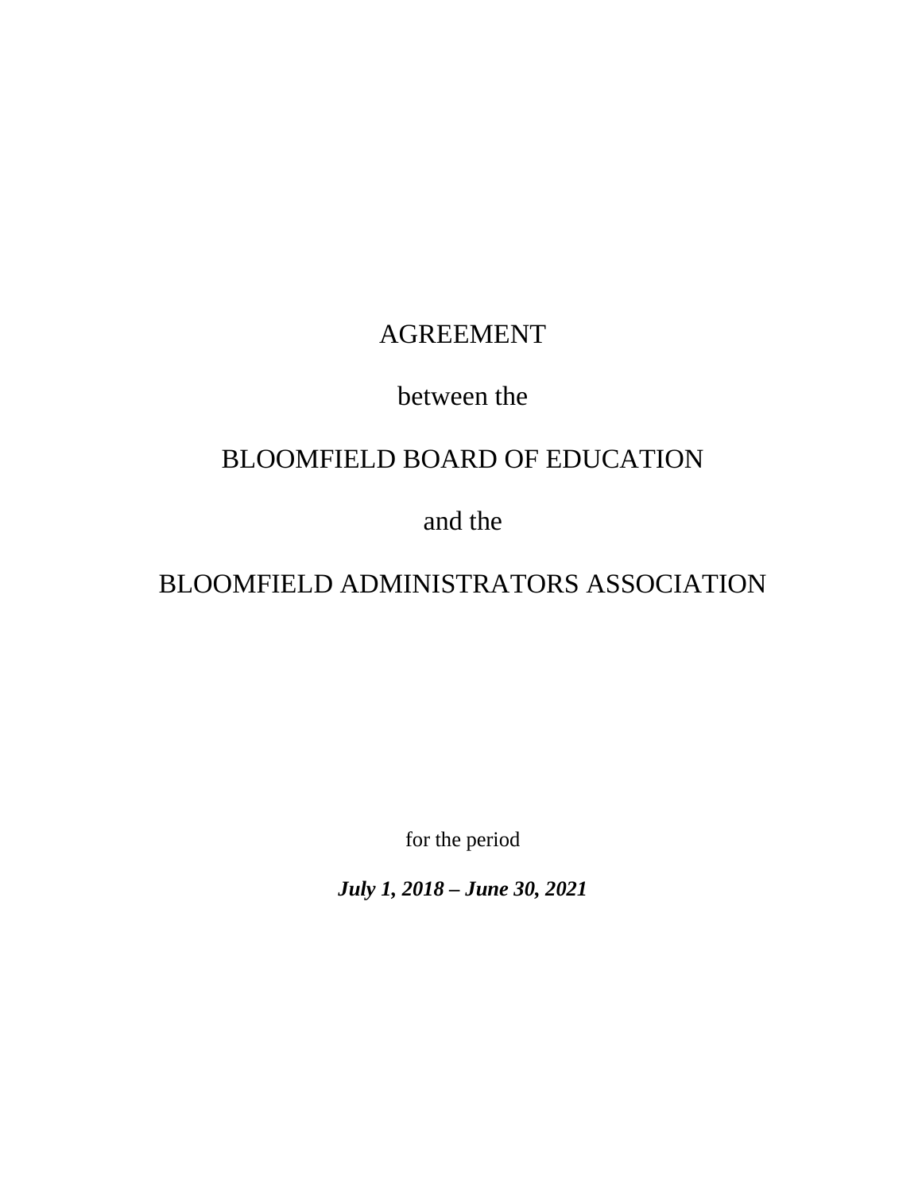# AGREEMENT

between the

# BLOOMFIELD BOARD OF EDUCATION

and the

# BLOOMFIELD ADMINISTRATORS ASSOCIATION

for the period

***July 1, 2018 – June 30, 2021***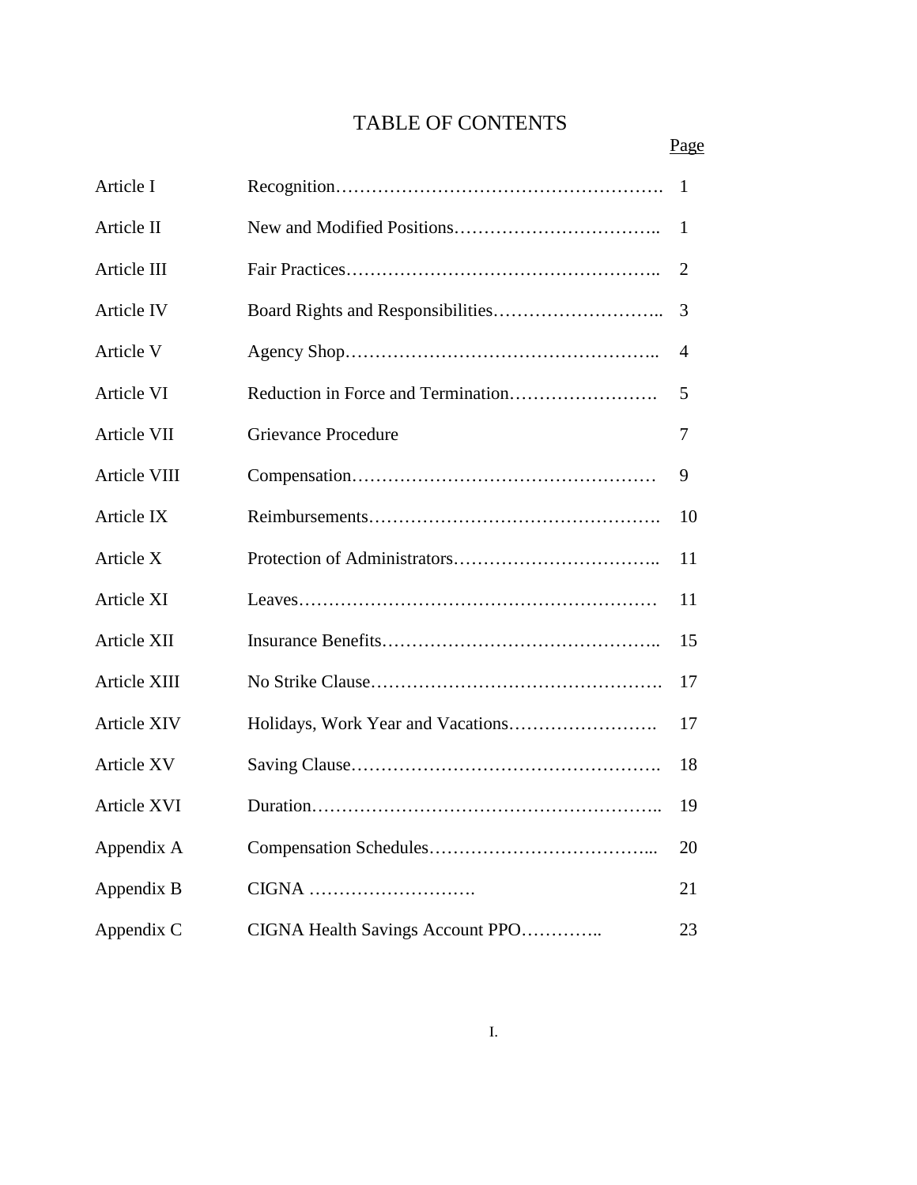# TABLE OF CONTENTS

| | | Page |
|---|---|---|
| Article I | Recognition | 1 |
| Article II | New and Modified Positions | 1 |
| Article III | Fair Practices | 2 |
| Article IV | Board Rights and Responsibilities | 3 |
| Article V | Agency Shop | 4 |
| Article VI | Reduction in Force and Termination | 5 |
| Article VII | Grievance Procedure | 7 |
| Article VIII | Compensation | 9 |
| Article IX | Reimbursements | 10 |
| Article X | Protection of Administrators | 11 |
| Article XI | Leaves | 11 |
| Article XII | Insurance Benefits | 15 |
| Article XIII | No Strike Clause | 17 |
| Article XIV | Holidays, Work Year and Vacations | 17 |
| Article XV | Saving Clause | 18 |
| Article XVI | Duration | 19 |
| Appendix A | Compensation Schedules | 20 |
| Appendix B | CIGNA | 21 |
| Appendix C | CIGNA Health Savings Account PPO | 23 |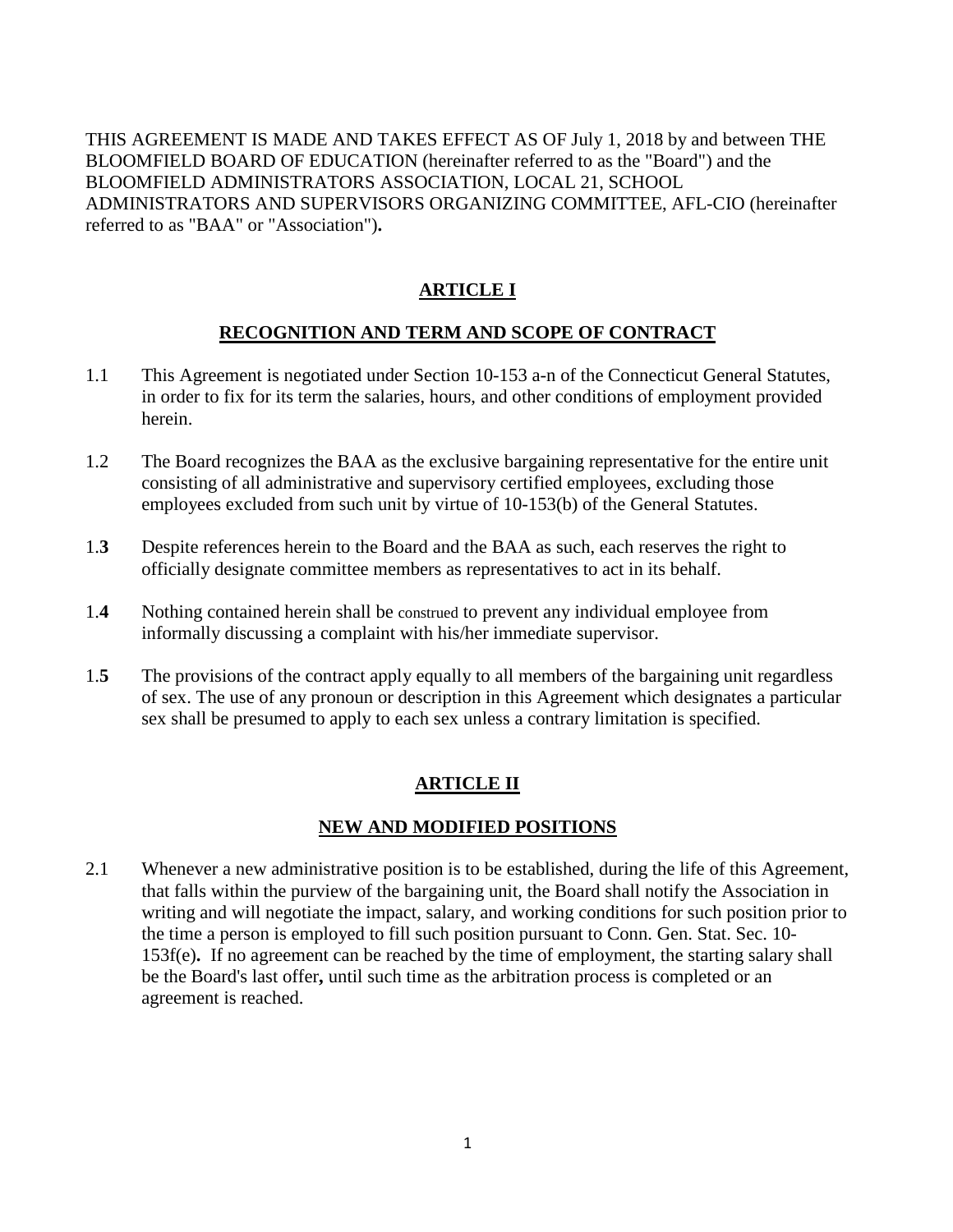THIS AGREEMENT IS MADE AND TAKES EFFECT AS OF July 1, 2018 by and between THE BLOOMFIELD BOARD OF EDUCATION (hereinafter referred to as the "Board") and the BLOOMFIELD ADMINISTRATORS ASSOCIATION, LOCAL 21, SCHOOL ADMINISTRATORS AND SUPERVISORS ORGANIZING COMMITTEE, AFL-CIO (hereinafter referred to as "BAA" or "Association")**.**

## ARTICLE I

## RECOGNITION AND TERM AND SCOPE OF CONTRACT

1.1 This Agreement is negotiated under Section 10-153 a-n of the Connecticut General Statutes, in order to fix for its term the salaries, hours, and other conditions of employment provided herein.

1.2 The Board recognizes the BAA as the exclusive bargaining representative for the entire unit consisting of all administrative and supervisory certified employees, excluding those employees excluded from such unit by virtue of 10-153(b) of the General Statutes.

1.**3** Despite references herein to the Board and the BAA as such, each reserves the right to officially designate committee members as representatives to act in its behalf.

1.**4** Nothing contained herein shall be construed to prevent any individual employee from informally discussing a complaint with his/her immediate supervisor.

1.**5** The provisions of the contract apply equally to all members of the bargaining unit regardless of sex. The use of any pronoun or description in this Agreement which designates a particular sex shall be presumed to apply to each sex unless a contrary limitation is specified.

## ARTICLE II

## NEW AND MODIFIED POSITIONS

2.1 Whenever a new administrative position is to be established, during the life of this Agreement, that falls within the purview of the bargaining unit, the Board shall notify the Association in writing and will negotiate the impact, salary, and working conditions for such position prior to the time a person is employed to fill such position pursuant to Conn. Gen. Stat. Sec. 10-153f(e)**.** If no agreement can be reached by the time of employment, the starting salary shall be the Board's last offer**,** until such time as the arbitration process is completed or an agreement is reached.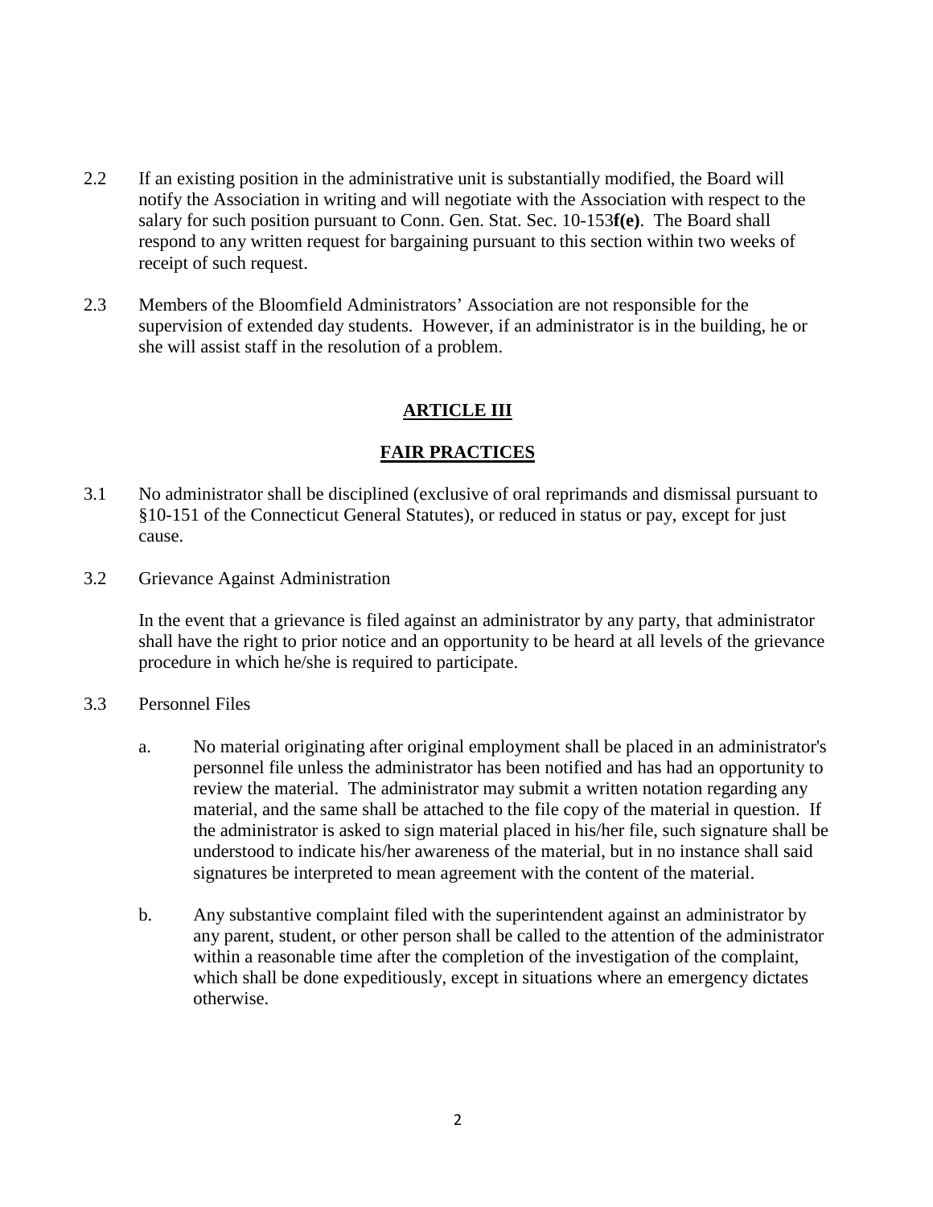2.2 If an existing position in the administrative unit is substantially modified, the Board will notify the Association in writing and will negotiate with the Association with respect to the salary for such position pursuant to Conn. Gen. Stat. Sec. 10-153**f(e)**. The Board shall respond to any written request for bargaining pursuant to this section within two weeks of receipt of such request.

2.3 Members of the Bloomfield Administrators' Association are not responsible for the supervision of extended day students. However, if an administrator is in the building, he or she will assist staff in the resolution of a problem.

## ARTICLE III

## FAIR PRACTICES

3.1 No administrator shall be disciplined (exclusive of oral reprimands and dismissal pursuant to §10-151 of the Connecticut General Statutes), or reduced in status or pay, except for just cause.

3.2 Grievance Against Administration

In the event that a grievance is filed against an administrator by any party, that administrator shall have the right to prior notice and an opportunity to be heard at all levels of the grievance procedure in which he/she is required to participate.

3.3 Personnel Files

a. No material originating after original employment shall be placed in an administrator's personnel file unless the administrator has been notified and has had an opportunity to review the material. The administrator may submit a written notation regarding any material, and the same shall be attached to the file copy of the material in question. If the administrator is asked to sign material placed in his/her file, such signature shall be understood to indicate his/her awareness of the material, but in no instance shall said signatures be interpreted to mean agreement with the content of the material.

b. Any substantive complaint filed with the superintendent against an administrator by any parent, student, or other person shall be called to the attention of the administrator within a reasonable time after the completion of the investigation of the complaint, which shall be done expeditiously, except in situations where an emergency dictates otherwise.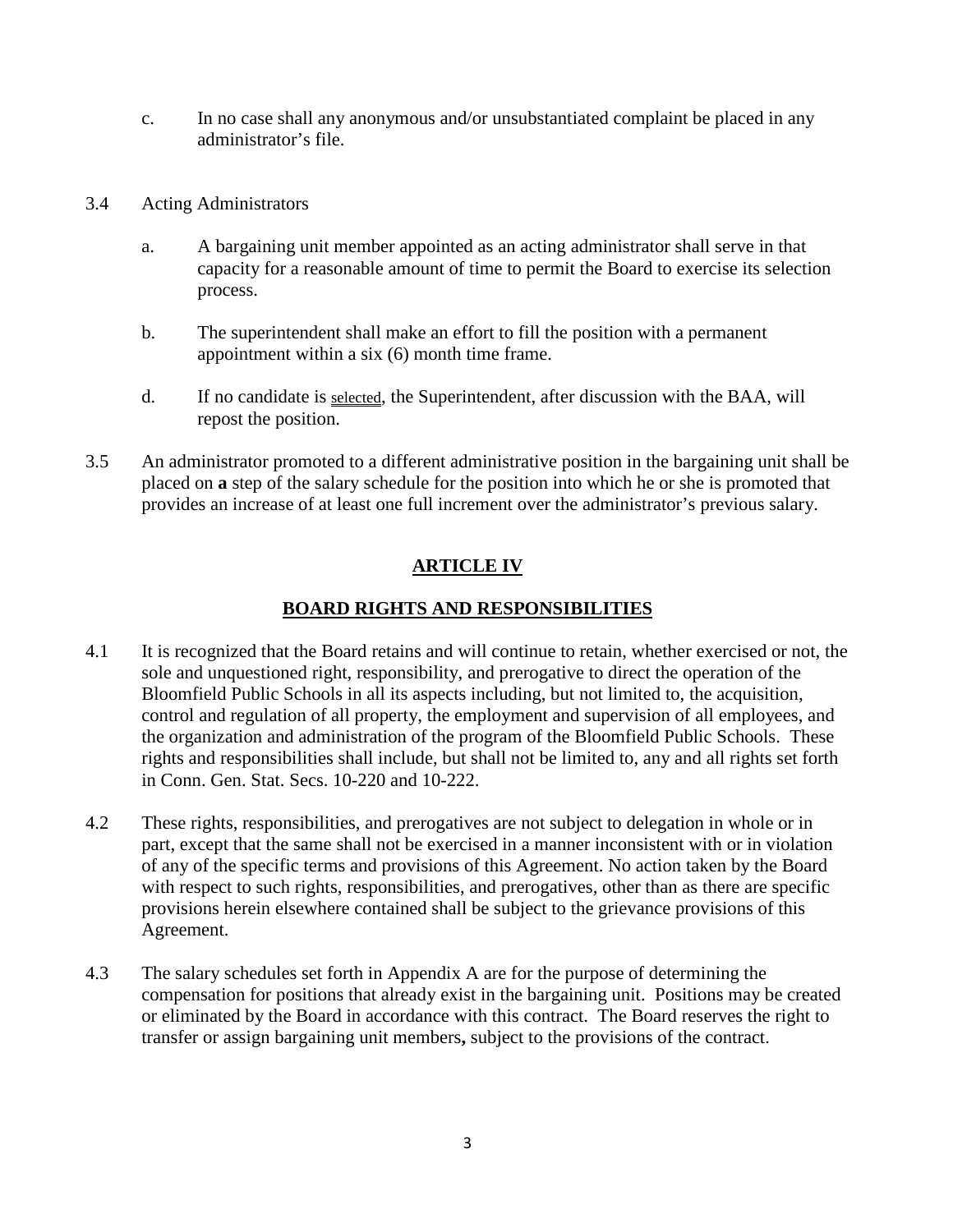c. In no case shall any anonymous and/or unsubstantiated complaint be placed in any administrator's file.

3.4 Acting Administrators

a. A bargaining unit member appointed as an acting administrator shall serve in that capacity for a reasonable amount of time to permit the Board to exercise its selection process.

b. The superintendent shall make an effort to fill the position with a permanent appointment within a six (6) month time frame.

d. If no candidate is selected, the Superintendent, after discussion with the BAA, will repost the position.

3.5 An administrator promoted to a different administrative position in the bargaining unit shall be placed on **a** step of the salary schedule for the position into which he or she is promoted that provides an increase of at least one full increment over the administrator's previous salary.

## ARTICLE IV

## BOARD RIGHTS AND RESPONSIBILITIES

4.1 It is recognized that the Board retains and will continue to retain, whether exercised or not, the sole and unquestioned right, responsibility, and prerogative to direct the operation of the Bloomfield Public Schools in all its aspects including, but not limited to, the acquisition, control and regulation of all property, the employment and supervision of all employees, and the organization and administration of the program of the Bloomfield Public Schools. These rights and responsibilities shall include, but shall not be limited to, any and all rights set forth in Conn. Gen. Stat. Secs. 10-220 and 10-222.

4.2 These rights, responsibilities, and prerogatives are not subject to delegation in whole or in part, except that the same shall not be exercised in a manner inconsistent with or in violation of any of the specific terms and provisions of this Agreement. No action taken by the Board with respect to such rights, responsibilities, and prerogatives, other than as there are specific provisions herein elsewhere contained shall be subject to the grievance provisions of this Agreement.

4.3 The salary schedules set forth in Appendix A are for the purpose of determining the compensation for positions that already exist in the bargaining unit. Positions may be created or eliminated by the Board in accordance with this contract. The Board reserves the right to transfer or assign bargaining unit members**,** subject to the provisions of the contract.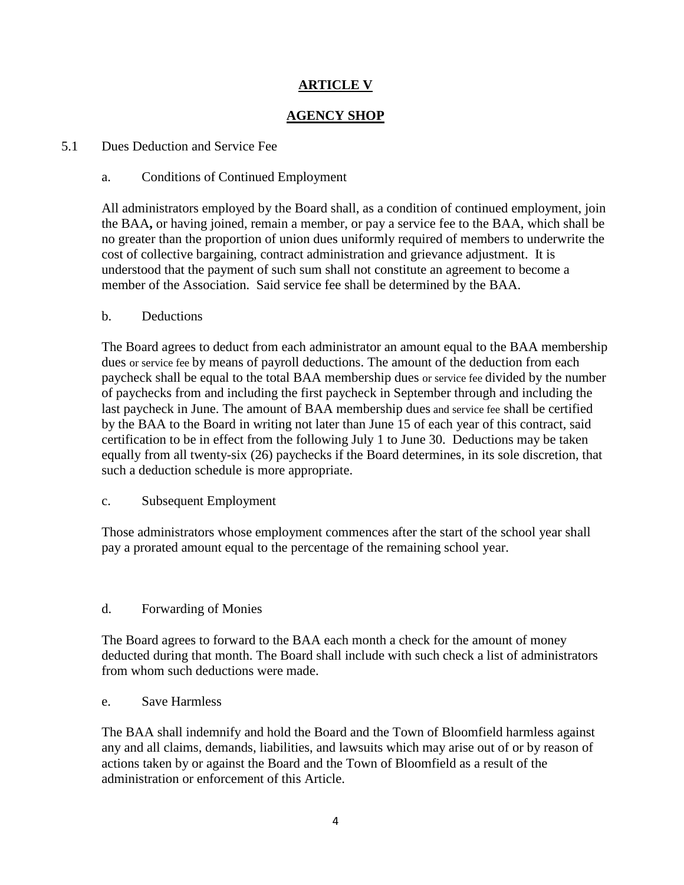# ARTICLE V

## AGENCY SHOP

5.1 Dues Deduction and Service Fee

a. Conditions of Continued Employment

All administrators employed by the Board shall, as a condition of continued employment, join the BAA**,** or having joined, remain a member, or pay a service fee to the BAA, which shall be no greater than the proportion of union dues uniformly required of members to underwrite the cost of collective bargaining, contract administration and grievance adjustment. It is understood that the payment of such sum shall not constitute an agreement to become a member of the Association. Said service fee shall be determined by the BAA.

b. Deductions

The Board agrees to deduct from each administrator an amount equal to the BAA membership dues or service fee by means of payroll deductions. The amount of the deduction from each paycheck shall be equal to the total BAA membership dues or service fee divided by the number of paychecks from and including the first paycheck in September through and including the last paycheck in June. The amount of BAA membership dues and service fee shall be certified by the BAA to the Board in writing not later than June 15 of each year of this contract, said certification to be in effect from the following July 1 to June 30. Deductions may be taken equally from all twenty-six (26) paychecks if the Board determines, in its sole discretion, that such a deduction schedule is more appropriate.

c. Subsequent Employment

Those administrators whose employment commences after the start of the school year shall pay a prorated amount equal to the percentage of the remaining school year.

d. Forwarding of Monies

The Board agrees to forward to the BAA each month a check for the amount of money deducted during that month. The Board shall include with such check a list of administrators from whom such deductions were made.

e. Save Harmless

The BAA shall indemnify and hold the Board and the Town of Bloomfield harmless against any and all claims, demands, liabilities, and lawsuits which may arise out of or by reason of actions taken by or against the Board and the Town of Bloomfield as a result of the administration or enforcement of this Article.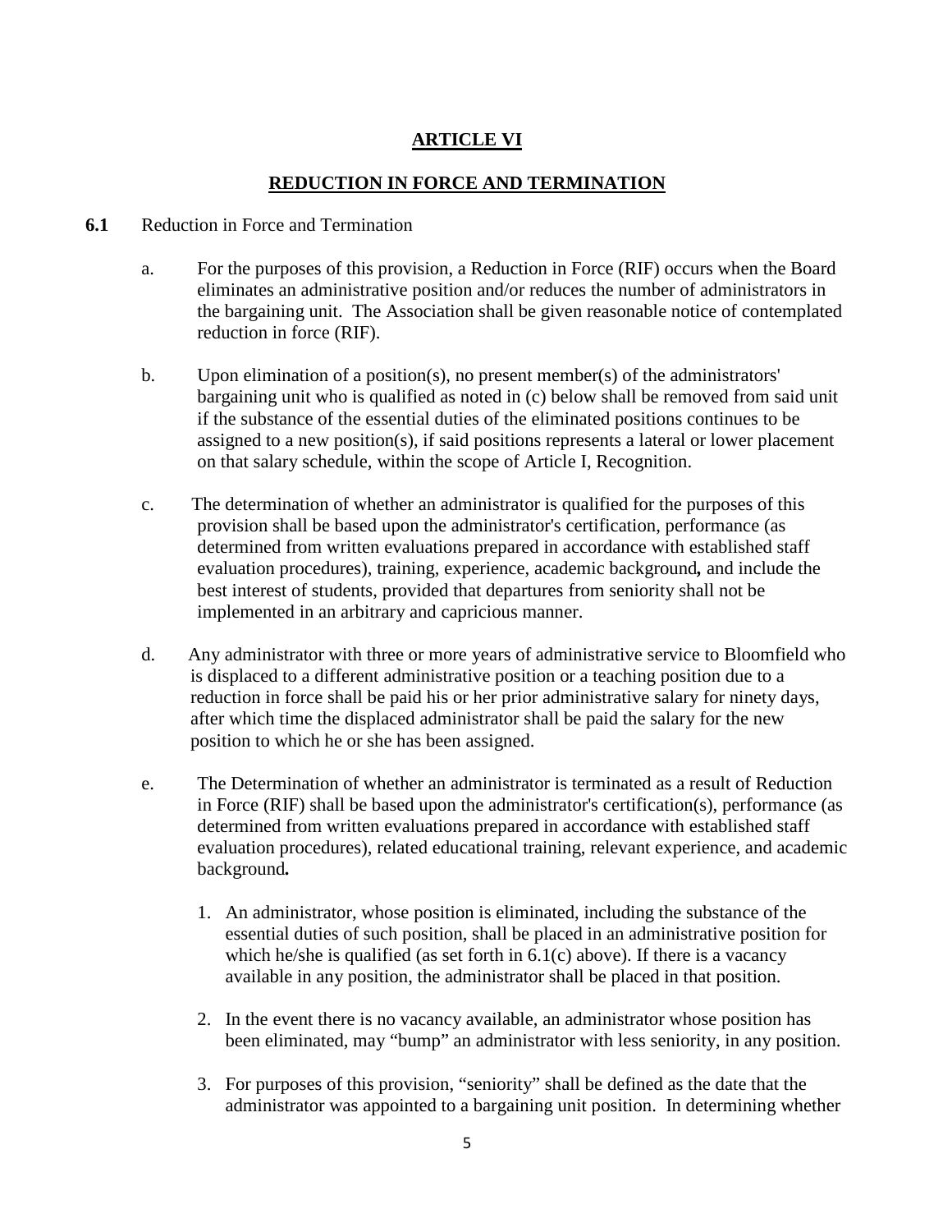# ARTICLE VI

## REDUCTION IN FORCE AND TERMINATION

**6.1** Reduction in Force and Termination

a. For the purposes of this provision, a Reduction in Force (RIF) occurs when the Board eliminates an administrative position and/or reduces the number of administrators in the bargaining unit. The Association shall be given reasonable notice of contemplated reduction in force (RIF).

b. Upon elimination of a position(s), no present member(s) of the administrators' bargaining unit who is qualified as noted in (c) below shall be removed from said unit if the substance of the essential duties of the eliminated positions continues to be assigned to a new position(s), if said positions represents a lateral or lower placement on that salary schedule, within the scope of Article I, Recognition.

c. The determination of whether an administrator is qualified for the purposes of this provision shall be based upon the administrator's certification, performance (as determined from written evaluations prepared in accordance with established staff evaluation procedures), training, experience, academic background**,** and include the best interest of students, provided that departures from seniority shall not be implemented in an arbitrary and capricious manner.

d. Any administrator with three or more years of administrative service to Bloomfield who is displaced to a different administrative position or a teaching position due to a reduction in force shall be paid his or her prior administrative salary for ninety days, after which time the displaced administrator shall be paid the salary for the new position to which he or she has been assigned.

e. The Determination of whether an administrator is terminated as a result of Reduction in Force (RIF) shall be based upon the administrator's certification(s), performance (as determined from written evaluations prepared in accordance with established staff evaluation procedures), related educational training, relevant experience, and academic background**.**

1. An administrator, whose position is eliminated, including the substance of the essential duties of such position, shall be placed in an administrative position for which he/she is qualified (as set forth in 6.1(c) above). If there is a vacancy available in any position, the administrator shall be placed in that position.

2. In the event there is no vacancy available, an administrator whose position has been eliminated, may "bump" an administrator with less seniority, in any position.

3. For purposes of this provision, "seniority" shall be defined as the date that the administrator was appointed to a bargaining unit position. In determining whether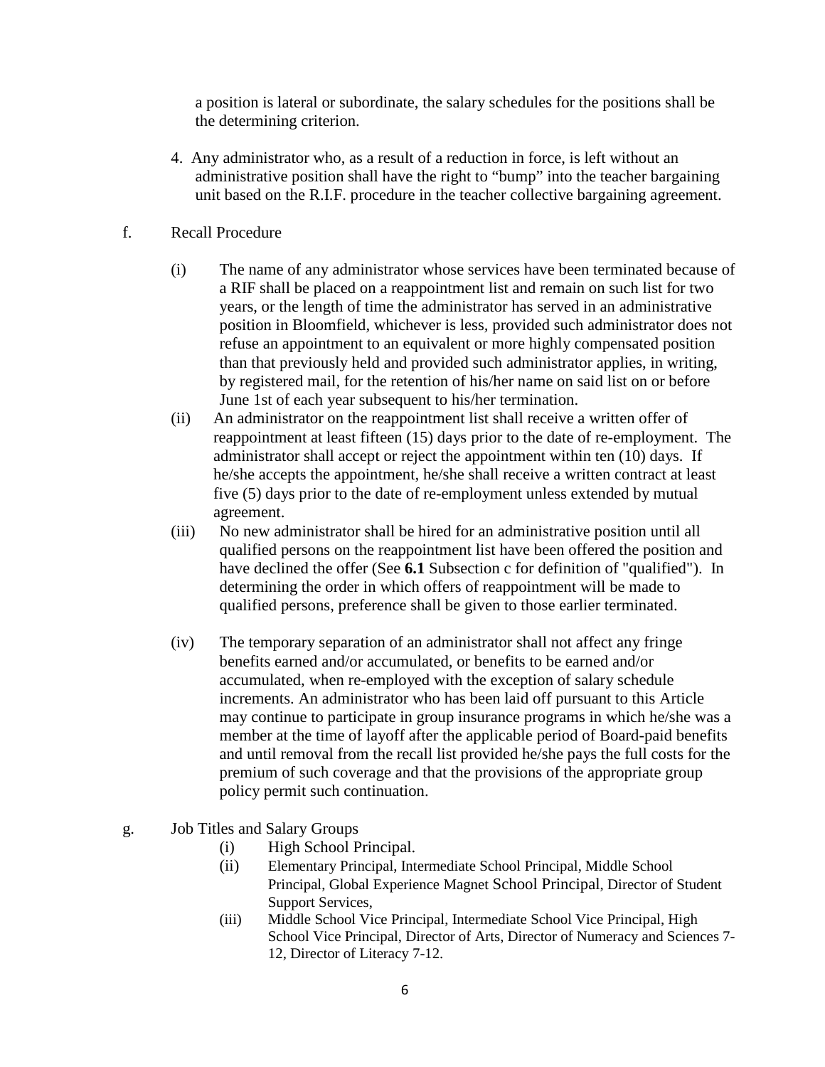a position is lateral or subordinate, the salary schedules for the positions shall be the determining criterion.

4. Any administrator who, as a result of a reduction in force, is left without an administrative position shall have the right to "bump" into the teacher bargaining unit based on the R.I.F. procedure in the teacher collective bargaining agreement.

f. Recall Procedure

(i) The name of any administrator whose services have been terminated because of a RIF shall be placed on a reappointment list and remain on such list for two years, or the length of time the administrator has served in an administrative position in Bloomfield, whichever is less, provided such administrator does not refuse an appointment to an equivalent or more highly compensated position than that previously held and provided such administrator applies, in writing, by registered mail, for the retention of his/her name on said list on or before June 1st of each year subsequent to his/her termination.

(ii) An administrator on the reappointment list shall receive a written offer of reappointment at least fifteen (15) days prior to the date of re-employment. The administrator shall accept or reject the appointment within ten (10) days. If he/she accepts the appointment, he/she shall receive a written contract at least five (5) days prior to the date of re-employment unless extended by mutual agreement.

(iii) No new administrator shall be hired for an administrative position until all qualified persons on the reappointment list have been offered the position and have declined the offer (See **6.1** Subsection c for definition of "qualified"). In determining the order in which offers of reappointment will be made to qualified persons, preference shall be given to those earlier terminated.

(iv) The temporary separation of an administrator shall not affect any fringe benefits earned and/or accumulated, or benefits to be earned and/or accumulated, when re-employed with the exception of salary schedule increments. An administrator who has been laid off pursuant to this Article may continue to participate in group insurance programs in which he/she was a member at the time of layoff after the applicable period of Board-paid benefits and until removal from the recall list provided he/she pays the full costs for the premium of such coverage and that the provisions of the appropriate group policy permit such continuation.

g. Job Titles and Salary Groups

(i) High School Principal.

(ii) Elementary Principal, Intermediate School Principal, Middle School Principal, Global Experience Magnet School Principal, Director of Student Support Services,

(iii) Middle School Vice Principal, Intermediate School Vice Principal, High School Vice Principal, Director of Arts, Director of Numeracy and Sciences 7-12, Director of Literacy 7-12.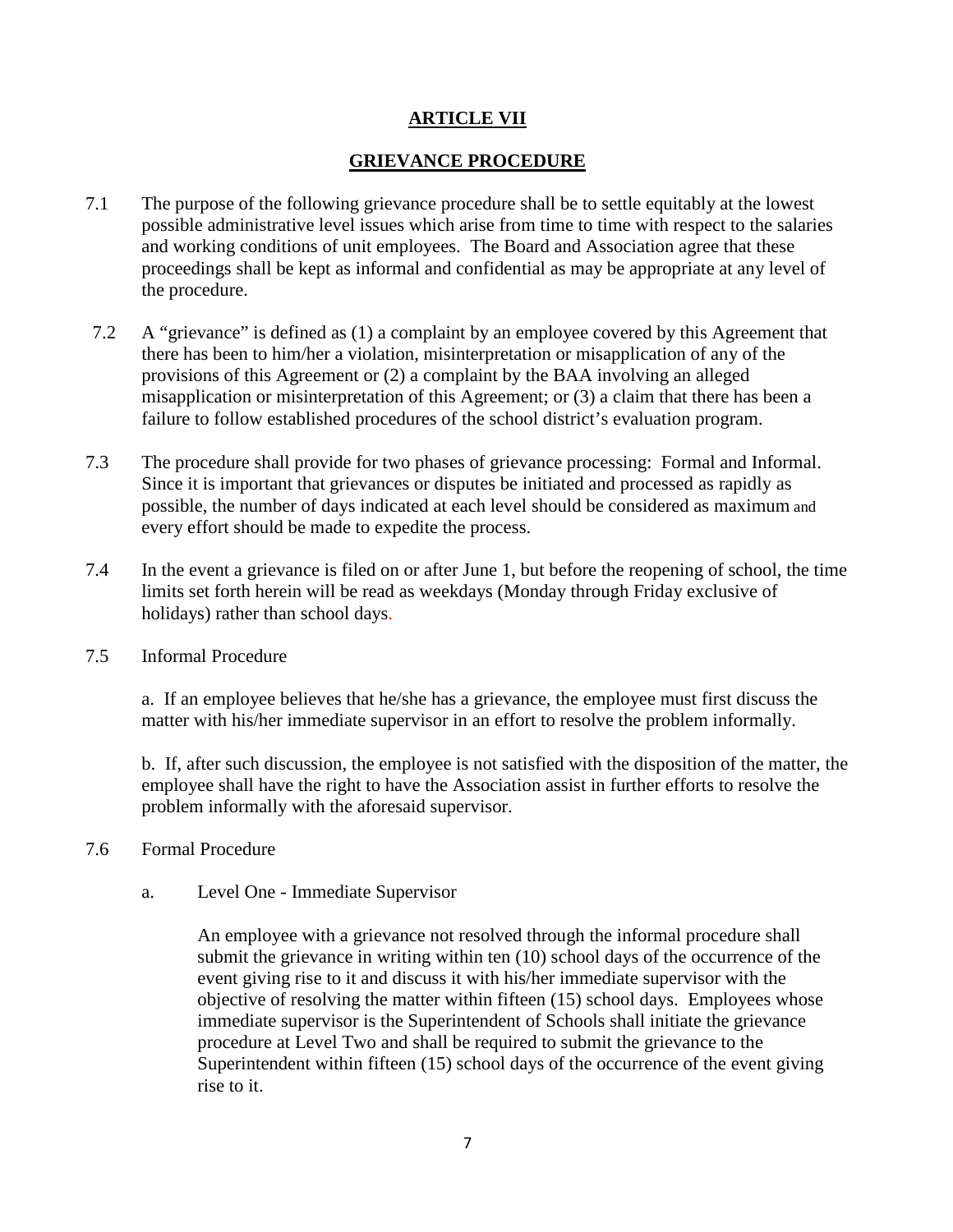# ARTICLE VII

## GRIEVANCE PROCEDURE

7.1 The purpose of the following grievance procedure shall be to settle equitably at the lowest possible administrative level issues which arise from time to time with respect to the salaries and working conditions of unit employees. The Board and Association agree that these proceedings shall be kept as informal and confidential as may be appropriate at any level of the procedure.

7.2 A "grievance" is defined as (1) a complaint by an employee covered by this Agreement that there has been to him/her a violation, misinterpretation or misapplication of any of the provisions of this Agreement or (2) a complaint by the BAA involving an alleged misapplication or misinterpretation of this Agreement; or (3) a claim that there has been a failure to follow established procedures of the school district's evaluation program.

7.3 The procedure shall provide for two phases of grievance processing: Formal and Informal. Since it is important that grievances or disputes be initiated and processed as rapidly as possible, the number of days indicated at each level should be considered as maximum and every effort should be made to expedite the process.

7.4 In the event a grievance is filed on or after June 1, but before the reopening of school, the time limits set forth herein will be read as weekdays (Monday through Friday exclusive of holidays) rather than school days.

7.5 Informal Procedure

a. If an employee believes that he/she has a grievance, the employee must first discuss the matter with his/her immediate supervisor in an effort to resolve the problem informally.

b. If, after such discussion, the employee is not satisfied with the disposition of the matter, the employee shall have the right to have the Association assist in further efforts to resolve the problem informally with the aforesaid supervisor.

7.6 Formal Procedure

a. Level One - Immediate Supervisor

An employee with a grievance not resolved through the informal procedure shall submit the grievance in writing within ten (10) school days of the occurrence of the event giving rise to it and discuss it with his/her immediate supervisor with the objective of resolving the matter within fifteen (15) school days. Employees whose immediate supervisor is the Superintendent of Schools shall initiate the grievance procedure at Level Two and shall be required to submit the grievance to the Superintendent within fifteen (15) school days of the occurrence of the event giving rise to it.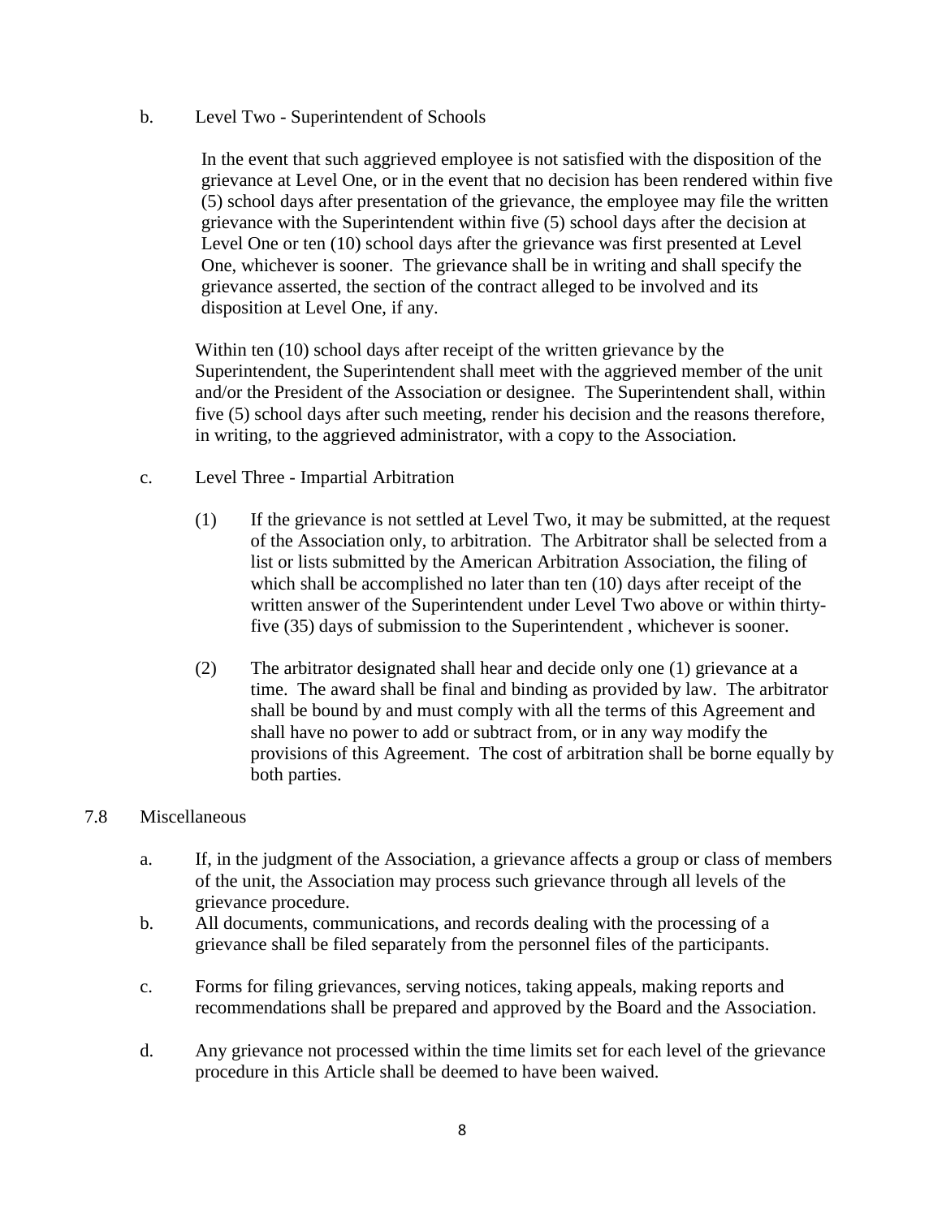b. Level Two - Superintendent of Schools

In the event that such aggrieved employee is not satisfied with the disposition of the grievance at Level One, or in the event that no decision has been rendered within five (5) school days after presentation of the grievance, the employee may file the written grievance with the Superintendent within five (5) school days after the decision at Level One or ten (10) school days after the grievance was first presented at Level One, whichever is sooner. The grievance shall be in writing and shall specify the grievance asserted, the section of the contract alleged to be involved and its disposition at Level One, if any.

Within ten (10) school days after receipt of the written grievance by the Superintendent, the Superintendent shall meet with the aggrieved member of the unit and/or the President of the Association or designee. The Superintendent shall, within five (5) school days after such meeting, render his decision and the reasons therefore, in writing, to the aggrieved administrator, with a copy to the Association.

c. Level Three - Impartial Arbitration

(1) If the grievance is not settled at Level Two, it may be submitted, at the request of the Association only, to arbitration. The Arbitrator shall be selected from a list or lists submitted by the American Arbitration Association, the filing of which shall be accomplished no later than ten (10) days after receipt of the written answer of the Superintendent under Level Two above or within thirty-five (35) days of submission to the Superintendent , whichever is sooner.

(2) The arbitrator designated shall hear and decide only one (1) grievance at a time. The award shall be final and binding as provided by law. The arbitrator shall be bound by and must comply with all the terms of this Agreement and shall have no power to add or subtract from, or in any way modify the provisions of this Agreement. The cost of arbitration shall be borne equally by both parties.

7.8 Miscellaneous

a. If, in the judgment of the Association, a grievance affects a group or class of members of the unit, the Association may process such grievance through all levels of the grievance procedure.

b. All documents, communications, and records dealing with the processing of a grievance shall be filed separately from the personnel files of the participants.

c. Forms for filing grievances, serving notices, taking appeals, making reports and recommendations shall be prepared and approved by the Board and the Association.

d. Any grievance not processed within the time limits set for each level of the grievance procedure in this Article shall be deemed to have been waived.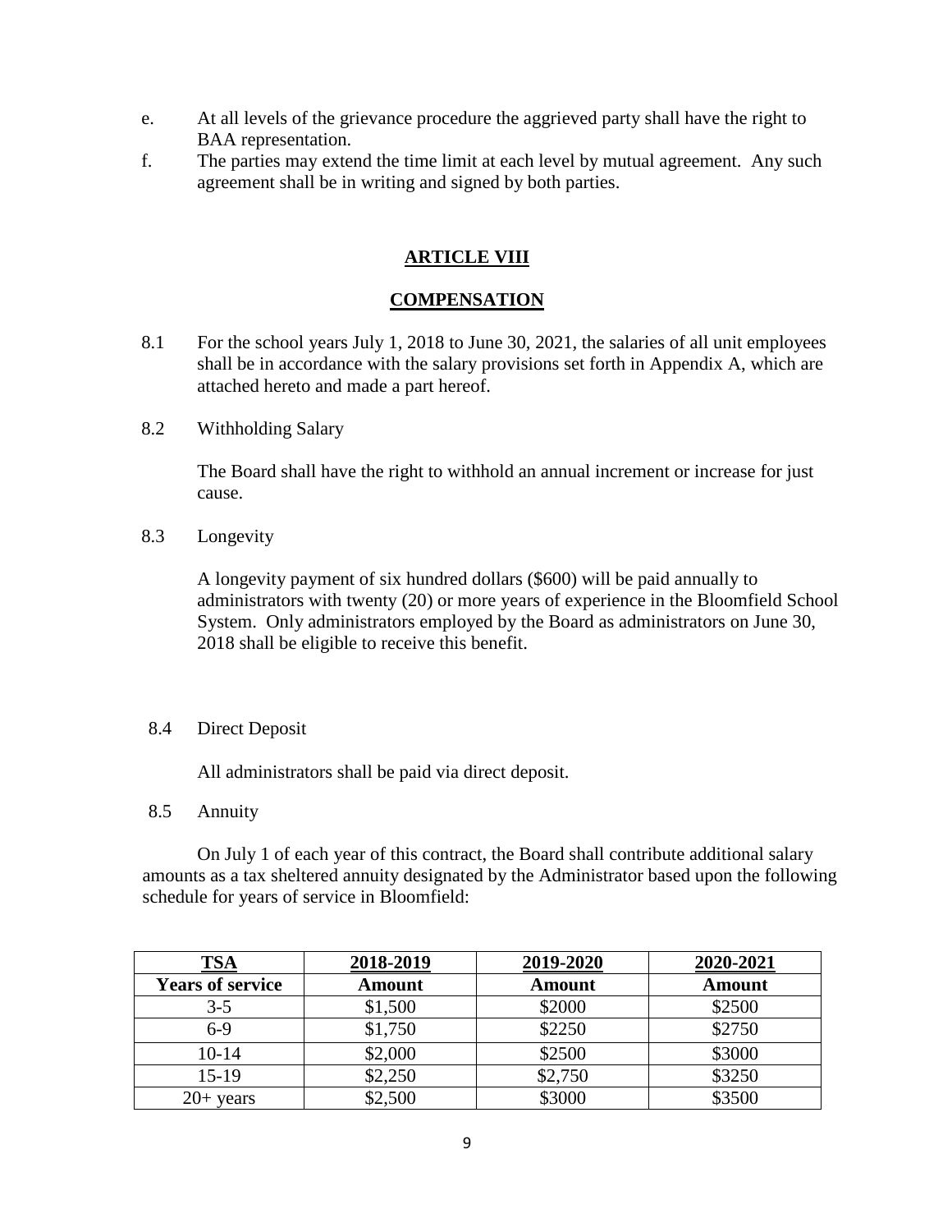e. At all levels of the grievance procedure the aggrieved party shall have the right to BAA representation.

f. The parties may extend the time limit at each level by mutual agreement. Any such agreement shall be in writing and signed by both parties.

## ARTICLE VIII

## COMPENSATION

8.1 For the school years July 1, 2018 to June 30, 2021, the salaries of all unit employees shall be in accordance with the salary provisions set forth in Appendix A, which are attached hereto and made a part hereof.

8.2 Withholding Salary

The Board shall have the right to withhold an annual increment or increase for just cause.

8.3 Longevity

A longevity payment of six hundred dollars ($600) will be paid annually to administrators with twenty (20) or more years of experience in the Bloomfield School System. Only administrators employed by the Board as administrators on June 30, 2018 shall be eligible to receive this benefit.

8.4 Direct Deposit

All administrators shall be paid via direct deposit.

8.5 Annuity

On July 1 of each year of this contract, the Board shall contribute additional salary amounts as a tax sheltered annuity designated by the Administrator based upon the following schedule for years of service in Bloomfield:

| TSA | 2018-2019 | 2019-2020 | 2020-2021 |
|---|---|---|---|
| **Years of service** | **Amount** | **Amount** | **Amount** |
| 3-5 | $1,500 | $2000 | $2500 |
| 6-9 | $1,750 | $2250 | $2750 |
| 10-14 | $2,000 | $2500 | $3000 |
| 15-19 | $2,250 | $2,750 | $3250 |
| 20+ years | $2,500 | $3000 | $3500 |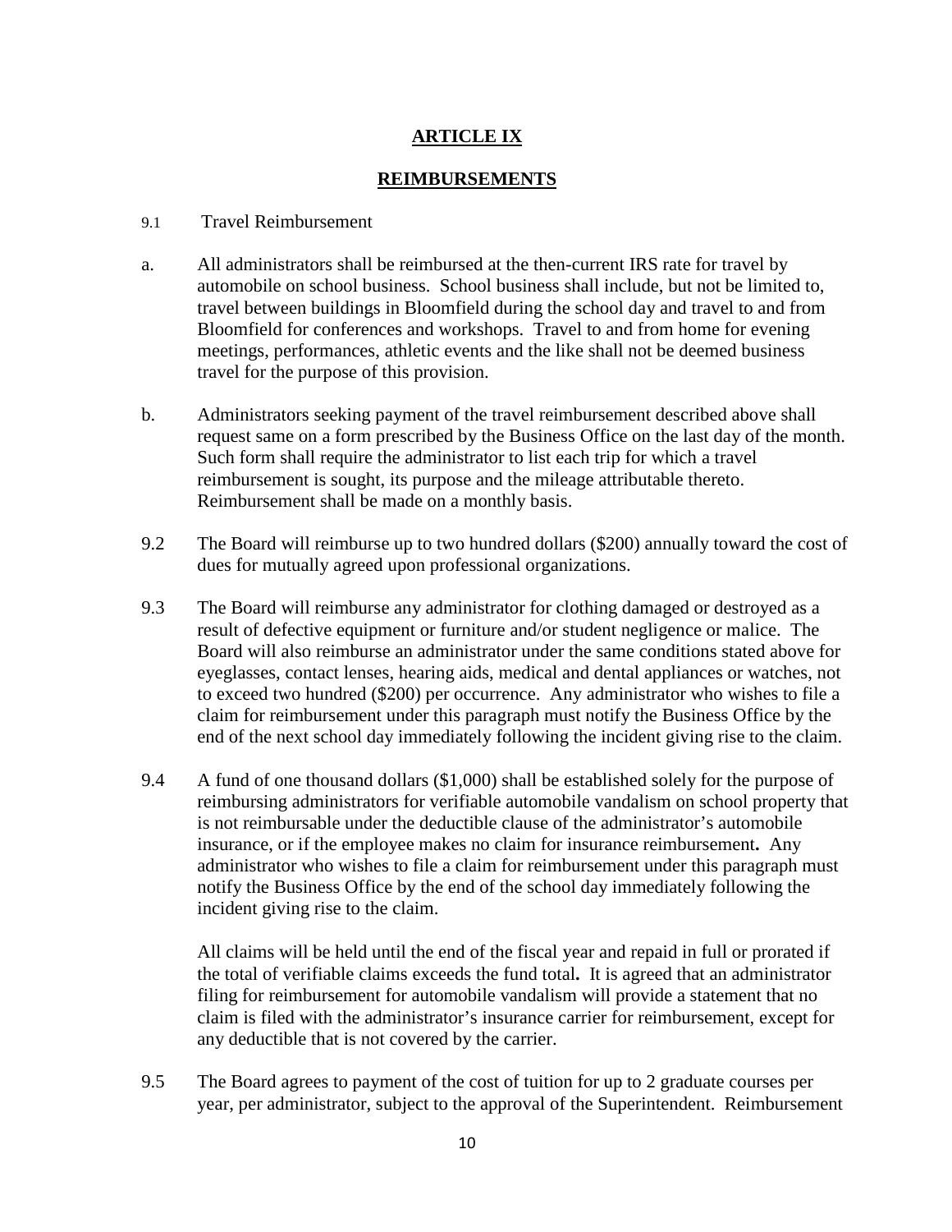# ARTICLE IX

## REIMBURSEMENTS

9.1 Travel Reimbursement

a. All administrators shall be reimbursed at the then-current IRS rate for travel by automobile on school business. School business shall include, but not be limited to, travel between buildings in Bloomfield during the school day and travel to and from Bloomfield for conferences and workshops. Travel to and from home for evening meetings, performances, athletic events and the like shall not be deemed business travel for the purpose of this provision.

b. Administrators seeking payment of the travel reimbursement described above shall request same on a form prescribed by the Business Office on the last day of the month. Such form shall require the administrator to list each trip for which a travel reimbursement is sought, its purpose and the mileage attributable thereto. Reimbursement shall be made on a monthly basis.

9.2 The Board will reimburse up to two hundred dollars ($200) annually toward the cost of dues for mutually agreed upon professional organizations.

9.3 The Board will reimburse any administrator for clothing damaged or destroyed as a result of defective equipment or furniture and/or student negligence or malice. The Board will also reimburse an administrator under the same conditions stated above for eyeglasses, contact lenses, hearing aids, medical and dental appliances or watches, not to exceed two hundred ($200) per occurrence. Any administrator who wishes to file a claim for reimbursement under this paragraph must notify the Business Office by the end of the next school day immediately following the incident giving rise to the claim.

9.4 A fund of one thousand dollars ($1,000) shall be established solely for the purpose of reimbursing administrators for verifiable automobile vandalism on school property that is not reimbursable under the deductible clause of the administrator's automobile insurance, or if the employee makes no claim for insurance reimbursement**.** Any administrator who wishes to file a claim for reimbursement under this paragraph must notify the Business Office by the end of the school day immediately following the incident giving rise to the claim.

All claims will be held until the end of the fiscal year and repaid in full or prorated if the total of verifiable claims exceeds the fund total**.** It is agreed that an administrator filing for reimbursement for automobile vandalism will provide a statement that no claim is filed with the administrator's insurance carrier for reimbursement, except for any deductible that is not covered by the carrier.

9.5 The Board agrees to payment of the cost of tuition for up to 2 graduate courses per year, per administrator, subject to the approval of the Superintendent. Reimbursement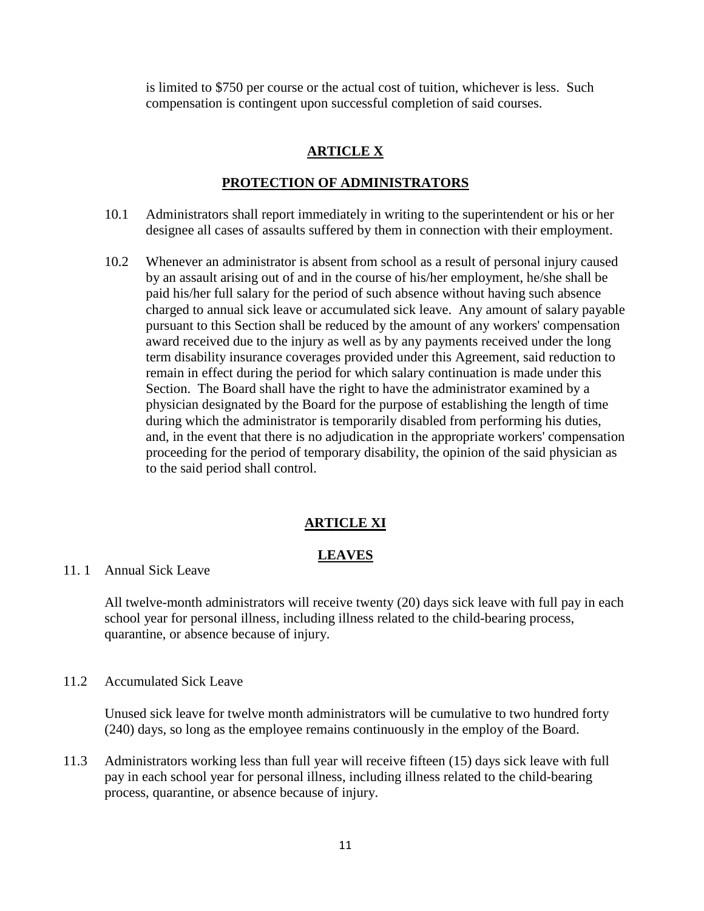is limited to $750 per course or the actual cost of tuition, whichever is less. Such compensation is contingent upon successful completion of said courses.

## ARTICLE X

## PROTECTION OF ADMINISTRATORS

10.1 Administrators shall report immediately in writing to the superintendent or his or her designee all cases of assaults suffered by them in connection with their employment.

10.2 Whenever an administrator is absent from school as a result of personal injury caused by an assault arising out of and in the course of his/her employment, he/she shall be paid his/her full salary for the period of such absence without having such absence charged to annual sick leave or accumulated sick leave. Any amount of salary payable pursuant to this Section shall be reduced by the amount of any workers' compensation award received due to the injury as well as by any payments received under the long term disability insurance coverages provided under this Agreement, said reduction to remain in effect during the period for which salary continuation is made under this Section. The Board shall have the right to have the administrator examined by a physician designated by the Board for the purpose of establishing the length of time during which the administrator is temporarily disabled from performing his duties, and, in the event that there is no adjudication in the appropriate workers' compensation proceeding for the period of temporary disability, the opinion of the said physician as to the said period shall control.

## ARTICLE XI

## LEAVES

11. 1 Annual Sick Leave

All twelve-month administrators will receive twenty (20) days sick leave with full pay in each school year for personal illness, including illness related to the child-bearing process, quarantine, or absence because of injury.

11.2 Accumulated Sick Leave

Unused sick leave for twelve month administrators will be cumulative to two hundred forty (240) days, so long as the employee remains continuously in the employ of the Board.

11.3 Administrators working less than full year will receive fifteen (15) days sick leave with full pay in each school year for personal illness, including illness related to the child-bearing process, quarantine, or absence because of injury.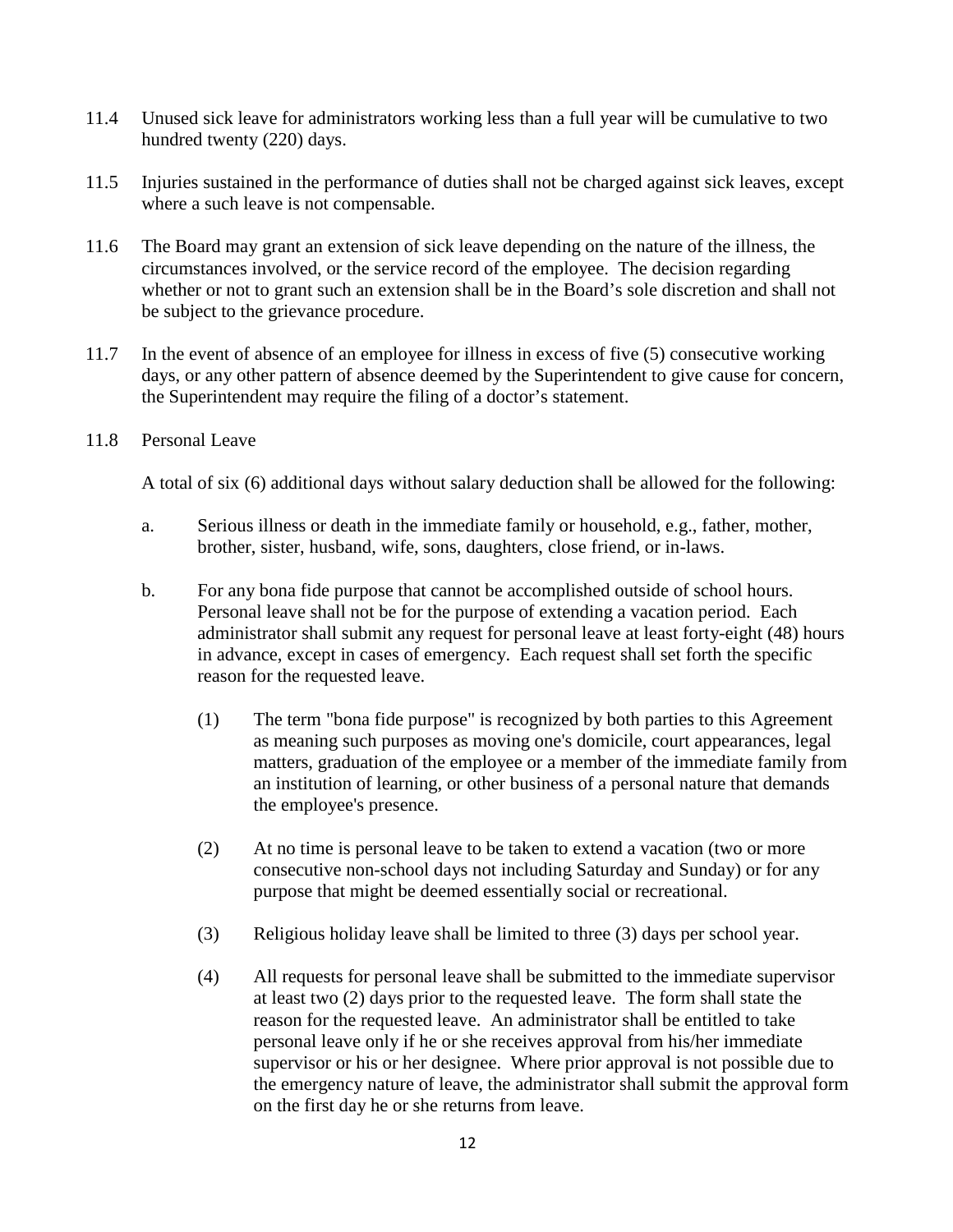11.4 Unused sick leave for administrators working less than a full year will be cumulative to two hundred twenty (220) days.

11.5 Injuries sustained in the performance of duties shall not be charged against sick leaves, except where a such leave is not compensable.

11.6 The Board may grant an extension of sick leave depending on the nature of the illness, the circumstances involved, or the service record of the employee. The decision regarding whether or not to grant such an extension shall be in the Board's sole discretion and shall not be subject to the grievance procedure.

11.7 In the event of absence of an employee for illness in excess of five (5) consecutive working days, or any other pattern of absence deemed by the Superintendent to give cause for concern, the Superintendent may require the filing of a doctor's statement.

11.8 Personal Leave

A total of six (6) additional days without salary deduction shall be allowed for the following:

a. Serious illness or death in the immediate family or household, e.g., father, mother, brother, sister, husband, wife, sons, daughters, close friend, or in-laws.

b. For any bona fide purpose that cannot be accomplished outside of school hours. Personal leave shall not be for the purpose of extending a vacation period. Each administrator shall submit any request for personal leave at least forty-eight (48) hours in advance, except in cases of emergency. Each request shall set forth the specific reason for the requested leave.

   (1) The term "bona fide purpose" is recognized by both parties to this Agreement as meaning such purposes as moving one's domicile, court appearances, legal matters, graduation of the employee or a member of the immediate family from an institution of learning, or other business of a personal nature that demands the employee's presence.

   (2) At no time is personal leave to be taken to extend a vacation (two or more consecutive non-school days not including Saturday and Sunday) or for any purpose that might be deemed essentially social or recreational.

   (3) Religious holiday leave shall be limited to three (3) days per school year.

   (4) All requests for personal leave shall be submitted to the immediate supervisor at least two (2) days prior to the requested leave. The form shall state the reason for the requested leave. An administrator shall be entitled to take personal leave only if he or she receives approval from his/her immediate supervisor or his or her designee. Where prior approval is not possible due to the emergency nature of leave, the administrator shall submit the approval form on the first day he or she returns from leave.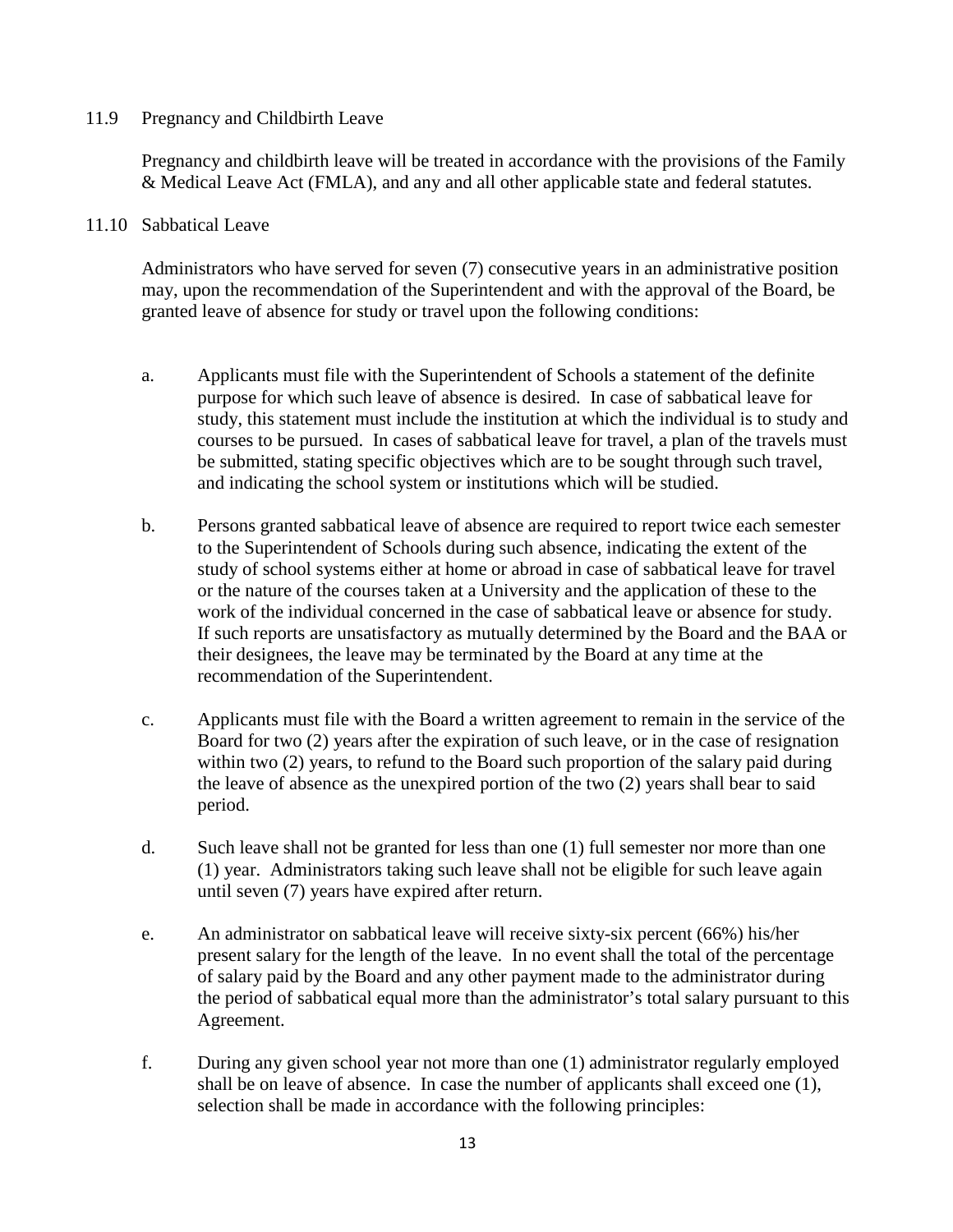11.9 Pregnancy and Childbirth Leave

Pregnancy and childbirth leave will be treated in accordance with the provisions of the Family & Medical Leave Act (FMLA), and any and all other applicable state and federal statutes.

11.10 Sabbatical Leave

Administrators who have served for seven (7) consecutive years in an administrative position may, upon the recommendation of the Superintendent and with the approval of the Board, be granted leave of absence for study or travel upon the following conditions:

a. Applicants must file with the Superintendent of Schools a statement of the definite purpose for which such leave of absence is desired. In case of sabbatical leave for study, this statement must include the institution at which the individual is to study and courses to be pursued. In cases of sabbatical leave for travel, a plan of the travels must be submitted, stating specific objectives which are to be sought through such travel, and indicating the school system or institutions which will be studied.

b. Persons granted sabbatical leave of absence are required to report twice each semester to the Superintendent of Schools during such absence, indicating the extent of the study of school systems either at home or abroad in case of sabbatical leave for travel or the nature of the courses taken at a University and the application of these to the work of the individual concerned in the case of sabbatical leave or absence for study. If such reports are unsatisfactory as mutually determined by the Board and the BAA or their designees, the leave may be terminated by the Board at any time at the recommendation of the Superintendent.

c. Applicants must file with the Board a written agreement to remain in the service of the Board for two (2) years after the expiration of such leave, or in the case of resignation within two (2) years, to refund to the Board such proportion of the salary paid during the leave of absence as the unexpired portion of the two (2) years shall bear to said period.

d. Such leave shall not be granted for less than one (1) full semester nor more than one (1) year. Administrators taking such leave shall not be eligible for such leave again until seven (7) years have expired after return.

e. An administrator on sabbatical leave will receive sixty-six percent (66%) his/her present salary for the length of the leave. In no event shall the total of the percentage of salary paid by the Board and any other payment made to the administrator during the period of sabbatical equal more than the administrator's total salary pursuant to this Agreement.

f. During any given school year not more than one (1) administrator regularly employed shall be on leave of absence. In case the number of applicants shall exceed one (1), selection shall be made in accordance with the following principles: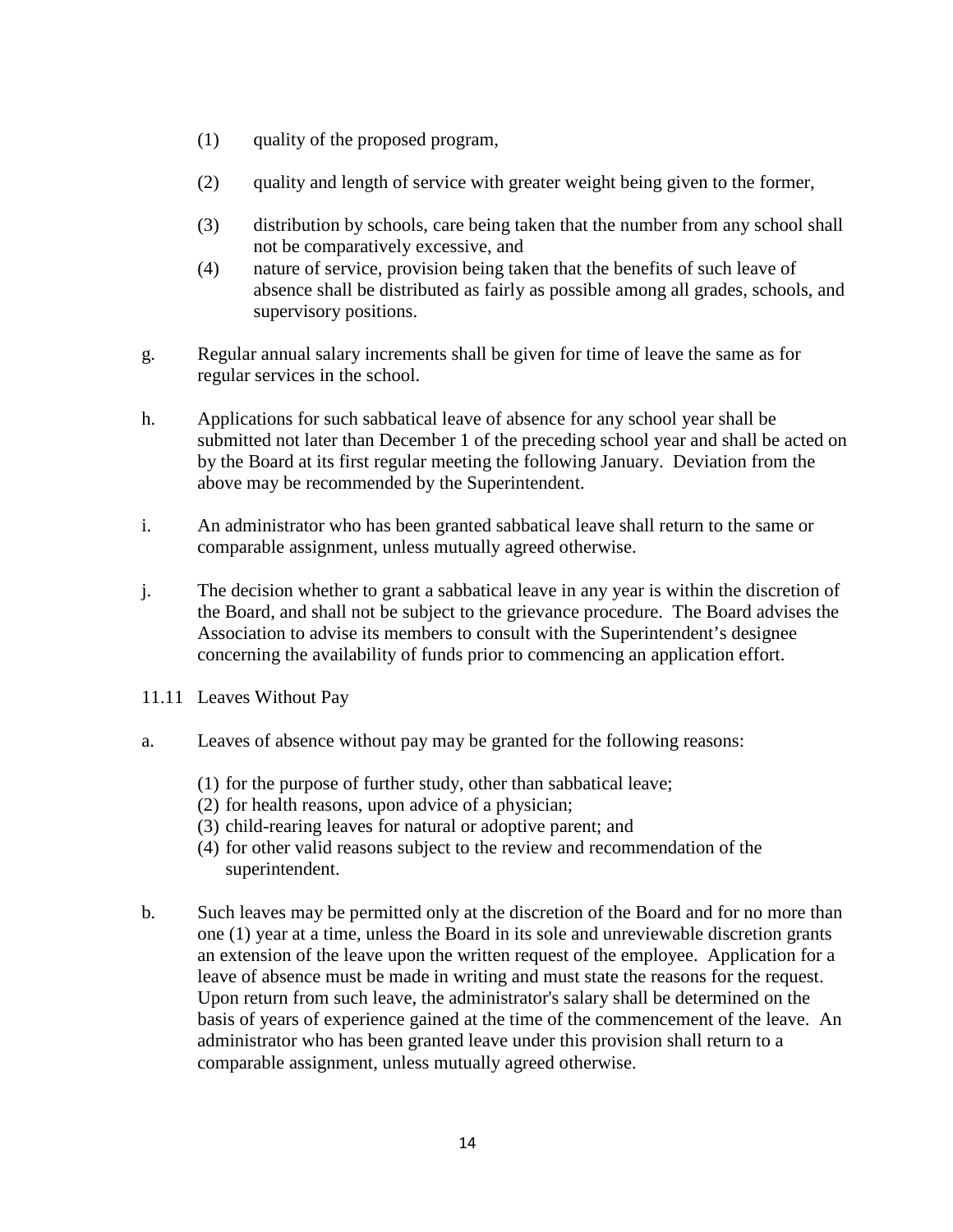(1) quality of the proposed program,

(2) quality and length of service with greater weight being given to the former,

(3) distribution by schools, care being taken that the number from any school shall not be comparatively excessive, and

(4) nature of service, provision being taken that the benefits of such leave of absence shall be distributed as fairly as possible among all grades, schools, and supervisory positions.

g. Regular annual salary increments shall be given for time of leave the same as for regular services in the school.

h. Applications for such sabbatical leave of absence for any school year shall be submitted not later than December 1 of the preceding school year and shall be acted on by the Board at its first regular meeting the following January. Deviation from the above may be recommended by the Superintendent.

i. An administrator who has been granted sabbatical leave shall return to the same or comparable assignment, unless mutually agreed otherwise.

j. The decision whether to grant a sabbatical leave in any year is within the discretion of the Board, and shall not be subject to the grievance procedure. The Board advises the Association to advise its members to consult with the Superintendent's designee concerning the availability of funds prior to commencing an application effort.

11.11 Leaves Without Pay

a. Leaves of absence without pay may be granted for the following reasons:

(1) for the purpose of further study, other than sabbatical leave;
(2) for health reasons, upon advice of a physician;
(3) child-rearing leaves for natural or adoptive parent; and
(4) for other valid reasons subject to the review and recommendation of the superintendent.

b. Such leaves may be permitted only at the discretion of the Board and for no more than one (1) year at a time, unless the Board in its sole and unreviewable discretion grants an extension of the leave upon the written request of the employee. Application for a leave of absence must be made in writing and must state the reasons for the request. Upon return from such leave, the administrator's salary shall be determined on the basis of years of experience gained at the time of the commencement of the leave. An administrator who has been granted leave under this provision shall return to a comparable assignment, unless mutually agreed otherwise.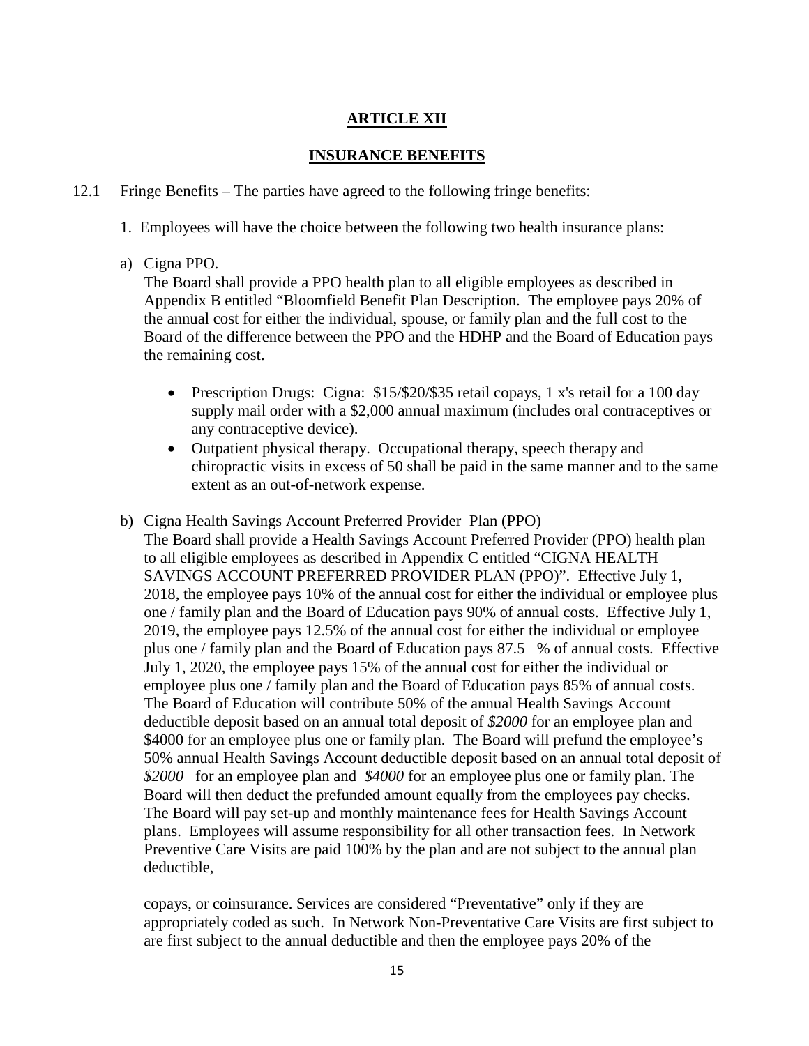## ARTICLE XII

## INSURANCE BENEFITS

12.1 Fringe Benefits – The parties have agreed to the following fringe benefits:

1. Employees will have the choice between the following two health insurance plans:

a) Cigna PPO.

The Board shall provide a PPO health plan to all eligible employees as described in Appendix B entitled "Bloomfield Benefit Plan Description. The employee pays 20% of the annual cost for either the individual, spouse, or family plan and the full cost to the Board of the difference between the PPO and the HDHP and the Board of Education pays the remaining cost.

- Prescription Drugs: Cigna: $15/$20/$35 retail copays, 1 x's retail for a 100 day supply mail order with a $2,000 annual maximum (includes oral contraceptives or any contraceptive device).
- Outpatient physical therapy. Occupational therapy, speech therapy and chiropractic visits in excess of 50 shall be paid in the same manner and to the same extent as an out-of-network expense.

b) Cigna Health Savings Account Preferred Provider Plan (PPO)

The Board shall provide a Health Savings Account Preferred Provider (PPO) health plan to all eligible employees as described in Appendix C entitled "CIGNA HEALTH SAVINGS ACCOUNT PREFERRED PROVIDER PLAN (PPO)". Effective July 1, 2018, the employee pays 10% of the annual cost for either the individual or employee plus one / family plan and the Board of Education pays 90% of annual costs. Effective July 1, 2019, the employee pays 12.5% of the annual cost for either the individual or employee plus one / family plan and the Board of Education pays 87.5 % of annual costs. Effective July 1, 2020, the employee pays 15% of the annual cost for either the individual or employee plus one / family plan and the Board of Education pays 85% of annual costs. The Board of Education will contribute 50% of the annual Health Savings Account deductible deposit based on an annual total deposit of *$2000* for an employee plan and $4000 for an employee plus one or family plan. The Board will prefund the employee's 50% annual Health Savings Account deductible deposit based on an annual total deposit of *$2000* for an employee plan and *$4000* for an employee plus one or family plan. The Board will then deduct the prefunded amount equally from the employees pay checks. The Board will pay set-up and monthly maintenance fees for Health Savings Account plans. Employees will assume responsibility for all other transaction fees. In Network Preventive Care Visits are paid 100% by the plan and are not subject to the annual plan deductible,

copays, or coinsurance. Services are considered "Preventative" only if they are appropriately coded as such. In Network Non-Preventative Care Visits are first subject to are first subject to the annual deductible and then the employee pays 20% of the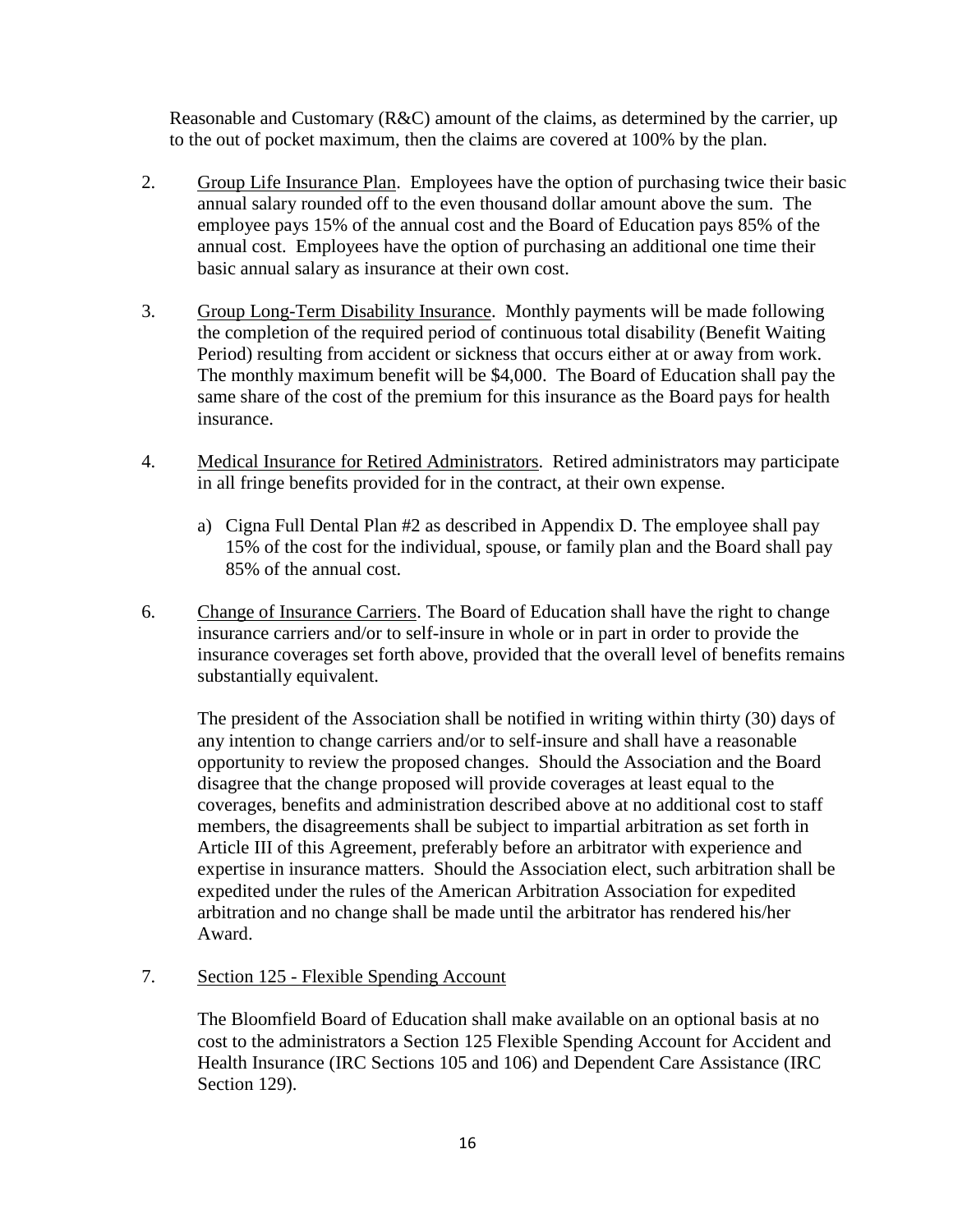Reasonable and Customary (R&C) amount of the claims, as determined by the carrier, up to the out of pocket maximum, then the claims are covered at 100% by the plan.

2. Group Life Insurance Plan. Employees have the option of purchasing twice their basic annual salary rounded off to the even thousand dollar amount above the sum. The employee pays 15% of the annual cost and the Board of Education pays 85% of the annual cost. Employees have the option of purchasing an additional one time their basic annual salary as insurance at their own cost.

3. Group Long-Term Disability Insurance. Monthly payments will be made following the completion of the required period of continuous total disability (Benefit Waiting Period) resulting from accident or sickness that occurs either at or away from work. The monthly maximum benefit will be $4,000. The Board of Education shall pay the same share of the cost of the premium for this insurance as the Board pays for health insurance.

4. Medical Insurance for Retired Administrators. Retired administrators may participate in all fringe benefits provided for in the contract, at their own expense.

   a) Cigna Full Dental Plan #2 as described in Appendix D. The employee shall pay 15% of the cost for the individual, spouse, or family plan and the Board shall pay 85% of the annual cost.

6. Change of Insurance Carriers. The Board of Education shall have the right to change insurance carriers and/or to self-insure in whole or in part in order to provide the insurance coverages set forth above, provided that the overall level of benefits remains substantially equivalent.

   The president of the Association shall be notified in writing within thirty (30) days of any intention to change carriers and/or to self-insure and shall have a reasonable opportunity to review the proposed changes. Should the Association and the Board disagree that the change proposed will provide coverages at least equal to the coverages, benefits and administration described above at no additional cost to staff members, the disagreements shall be subject to impartial arbitration as set forth in Article III of this Agreement, preferably before an arbitrator with experience and expertise in insurance matters. Should the Association elect, such arbitration shall be expedited under the rules of the American Arbitration Association for expedited arbitration and no change shall be made until the arbitrator has rendered his/her Award.

7. Section 125 - Flexible Spending Account

   The Bloomfield Board of Education shall make available on an optional basis at no cost to the administrators a Section 125 Flexible Spending Account for Accident and Health Insurance (IRC Sections 105 and 106) and Dependent Care Assistance (IRC Section 129).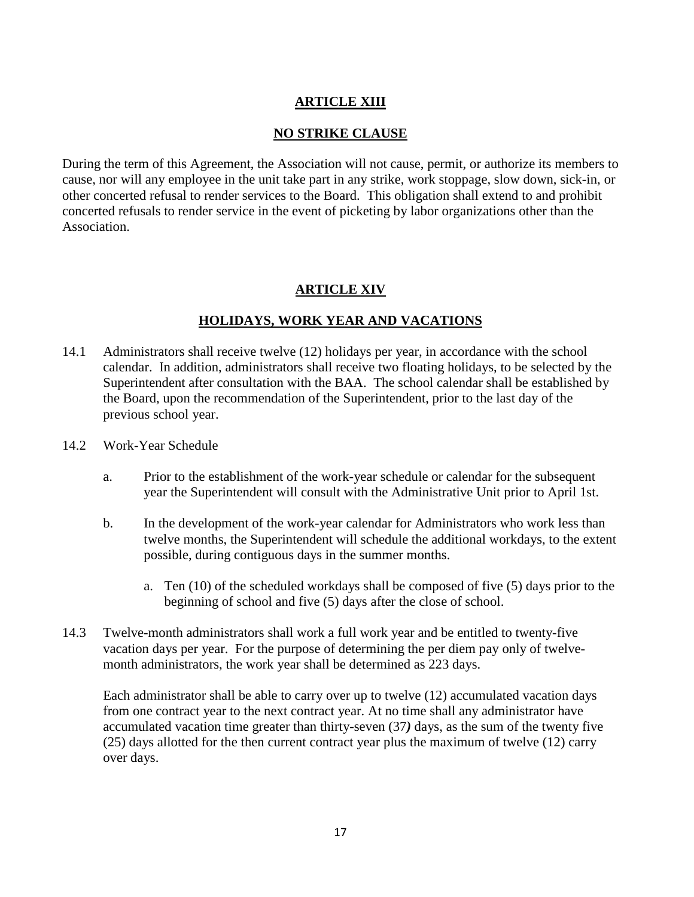## ARTICLE XIII

## NO STRIKE CLAUSE

During the term of this Agreement, the Association will not cause, permit, or authorize its members to cause, nor will any employee in the unit take part in any strike, work stoppage, slow down, sick-in, or other concerted refusal to render services to the Board. This obligation shall extend to and prohibit concerted refusals to render service in the event of picketing by labor organizations other than the Association.

## ARTICLE XIV

## HOLIDAYS, WORK YEAR AND VACATIONS

14.1 Administrators shall receive twelve (12) holidays per year, in accordance with the school calendar. In addition, administrators shall receive two floating holidays, to be selected by the Superintendent after consultation with the BAA. The school calendar shall be established by the Board, upon the recommendation of the Superintendent, prior to the last day of the previous school year.

14.2 Work-Year Schedule

- a. Prior to the establishment of the work-year schedule or calendar for the subsequent year the Superintendent will consult with the Administrative Unit prior to April 1st.
- b. In the development of the work-year calendar for Administrators who work less than twelve months, the Superintendent will schedule the additional workdays, to the extent possible, during contiguous days in the summer months.
  - a. Ten (10) of the scheduled workdays shall be composed of five (5) days prior to the beginning of school and five (5) days after the close of school.

14.3 Twelve-month administrators shall work a full work year and be entitled to twenty-five vacation days per year. For the purpose of determining the per diem pay only of twelve-month administrators, the work year shall be determined as 223 days.

Each administrator shall be able to carry over up to twelve (12) accumulated vacation days from one contract year to the next contract year. At no time shall any administrator have accumulated vacation time greater than thirty-seven (37***)*** days, as the sum of the twenty five (25) days allotted for the then current contract year plus the maximum of twelve (12) carry over days.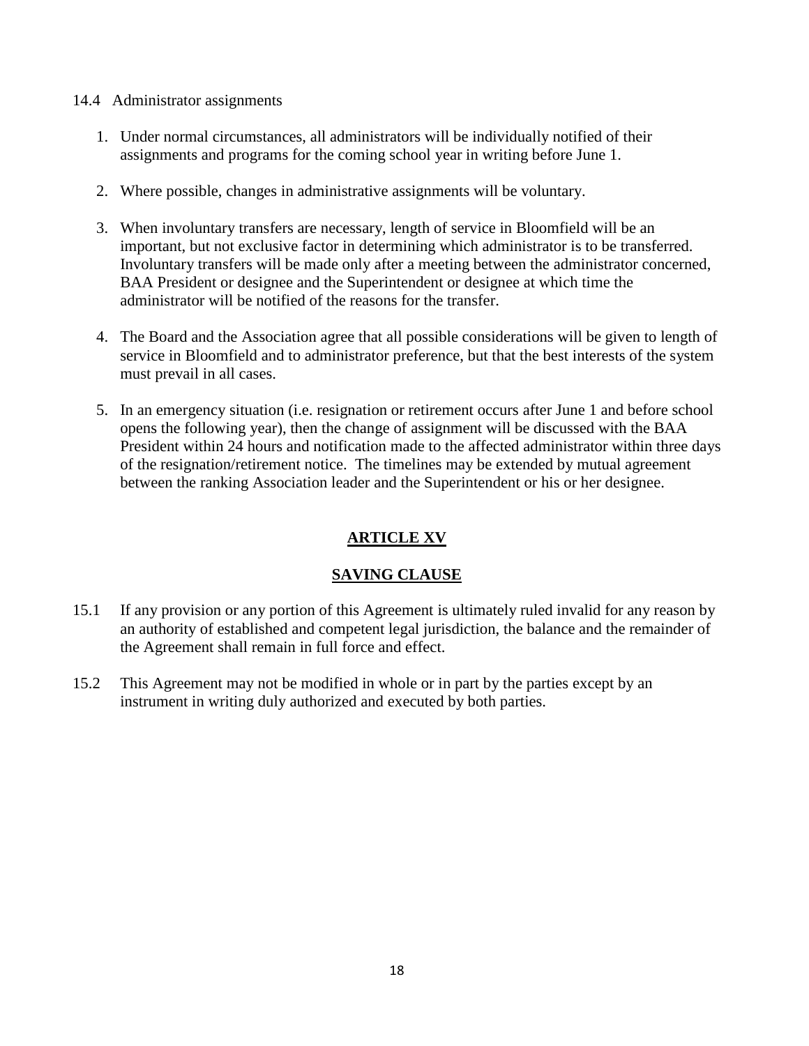14.4 Administrator assignments

1. Under normal circumstances, all administrators will be individually notified of their assignments and programs for the coming school year in writing before June 1.

2. Where possible, changes in administrative assignments will be voluntary.

3. When involuntary transfers are necessary, length of service in Bloomfield will be an important, but not exclusive factor in determining which administrator is to be transferred. Involuntary transfers will be made only after a meeting between the administrator concerned, BAA President or designee and the Superintendent or designee at which time the administrator will be notified of the reasons for the transfer.

4. The Board and the Association agree that all possible considerations will be given to length of service in Bloomfield and to administrator preference, but that the best interests of the system must prevail in all cases.

5. In an emergency situation (i.e. resignation or retirement occurs after June 1 and before school opens the following year), then the change of assignment will be discussed with the BAA President within 24 hours and notification made to the affected administrator within three days of the resignation/retirement notice. The timelines may be extended by mutual agreement between the ranking Association leader and the Superintendent or his or her designee.

# ARTICLE XV

## SAVING CLAUSE

15.1 If any provision or any portion of this Agreement is ultimately ruled invalid for any reason by an authority of established and competent legal jurisdiction, the balance and the remainder of the Agreement shall remain in full force and effect.

15.2 This Agreement may not be modified in whole or in part by the parties except by an instrument in writing duly authorized and executed by both parties.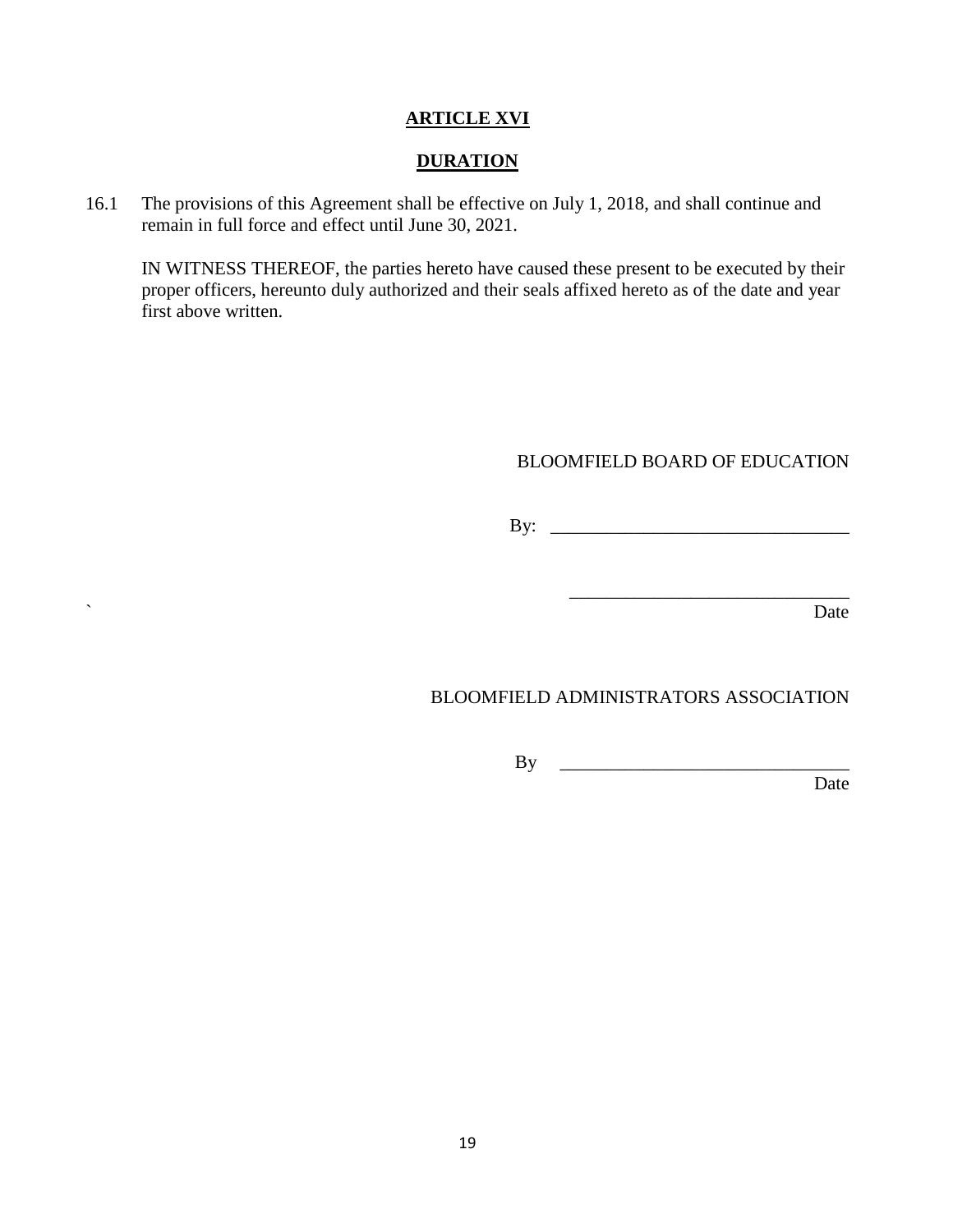## ARTICLE XVI

## DURATION

16.1 The provisions of this Agreement shall be effective on July 1, 2018, and shall continue and remain in full force and effect until June 30, 2021.

IN WITNESS THEREOF, the parties hereto have caused these present to be executed by their proper officers, hereunto duly authorized and their seals affixed hereto as of the date and year first above written.

BLOOMFIELD BOARD OF EDUCATION

By: ________________________________

________________________________
Date

BLOOMFIELD ADMINISTRATORS ASSOCIATION

By ________________________________
Date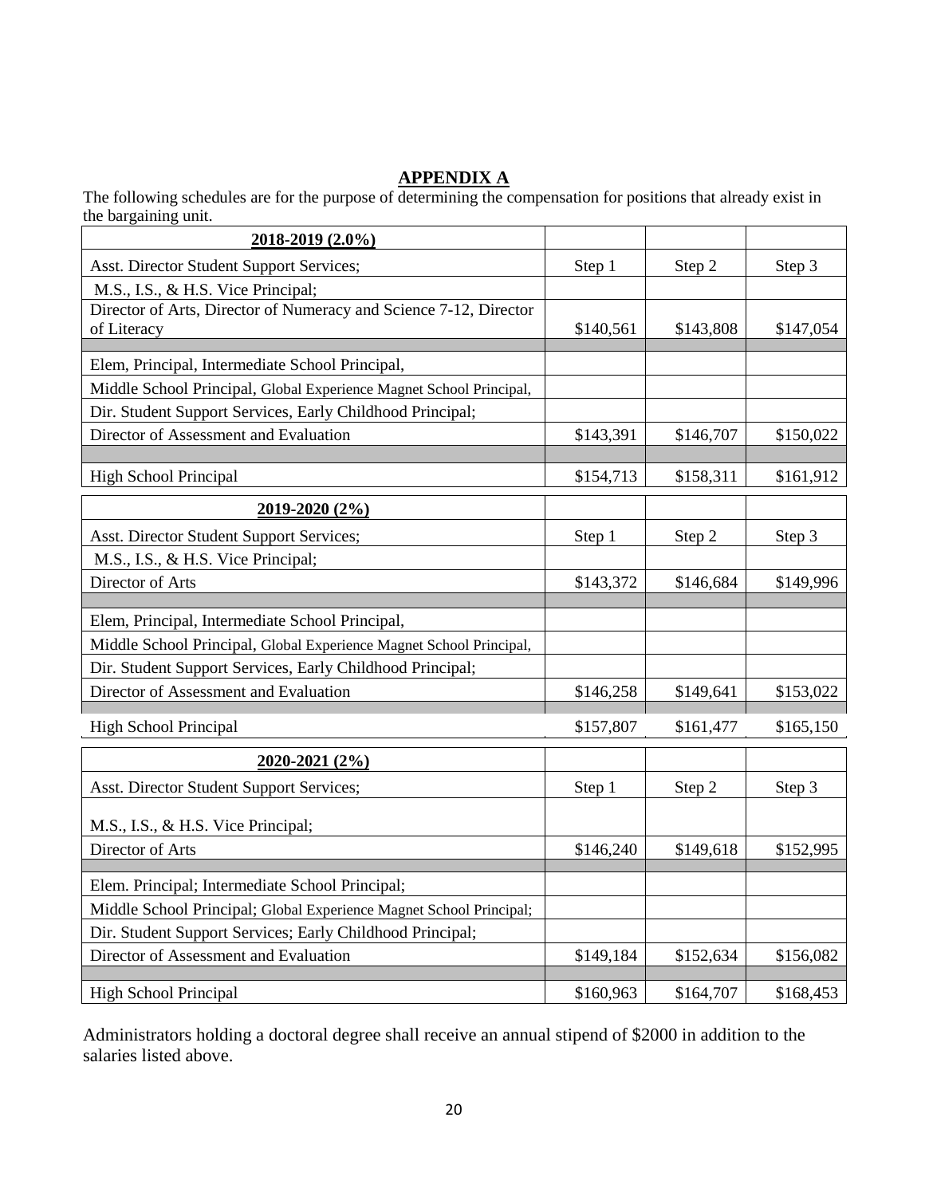## APPENDIX A

The following schedules are for the purpose of determining the compensation for positions that already exist in the bargaining unit.

| **2018-2019 (2.0%)** | | | |
|---|---|---|---|
| Asst. Director Student Support Services; | Step 1 | Step 2 | Step 3 |
| M.S., I.S., & H.S. Vice Principal; | | | |
| Director of Arts, Director of Numeracy and Science 7-12, Director of Literacy | $140,561 | $143,808 | $147,054 |
| | | | |
| Elem, Principal, Intermediate School Principal, | | | |
| Middle School Principal, Global Experience Magnet School Principal, | | | |
| Dir. Student Support Services, Early Childhood Principal; | | | |
| Director of Assessment and Evaluation | $143,391 | $146,707 | $150,022 |
| | | | |
| High School Principal | $154,713 | $158,311 | $161,912 |

| **2019-2020 (2%)** | | | |
|---|---|---|---|
| Asst. Director Student Support Services; | Step 1 | Step 2 | Step 3 |
| M.S., I.S., & H.S. Vice Principal; | | | |
| Director of Arts | $143,372 | $146,684 | $149,996 |
| | | | |
| Elem, Principal, Intermediate School Principal, | | | |
| Middle School Principal, Global Experience Magnet School Principal, | | | |
| Dir. Student Support Services, Early Childhood Principal; | | | |
| Director of Assessment and Evaluation | $146,258 | $149,641 | $153,022 |
| | | | |
| High School Principal | $157,807 | $161,477 | $165,150 |

| **2020-2021 (2%)** | | | |
|---|---|---|---|
| Asst. Director Student Support Services; | Step 1 | Step 2 | Step 3 |
| M.S., I.S., & H.S. Vice Principal; | | | |
| Director of Arts | $146,240 | $149,618 | $152,995 |
| | | | |
| Elem. Principal; Intermediate School Principal; | | | |
| Middle School Principal; Global Experience Magnet School Principal; | | | |
| Dir. Student Support Services; Early Childhood Principal; | | | |
| Director of Assessment and Evaluation | $149,184 | $152,634 | $156,082 |
| | | | |
| High School Principal | $160,963 | $164,707 | $168,453 |

Administrators holding a doctoral degree shall receive an annual stipend of $2000 in addition to the salaries listed above.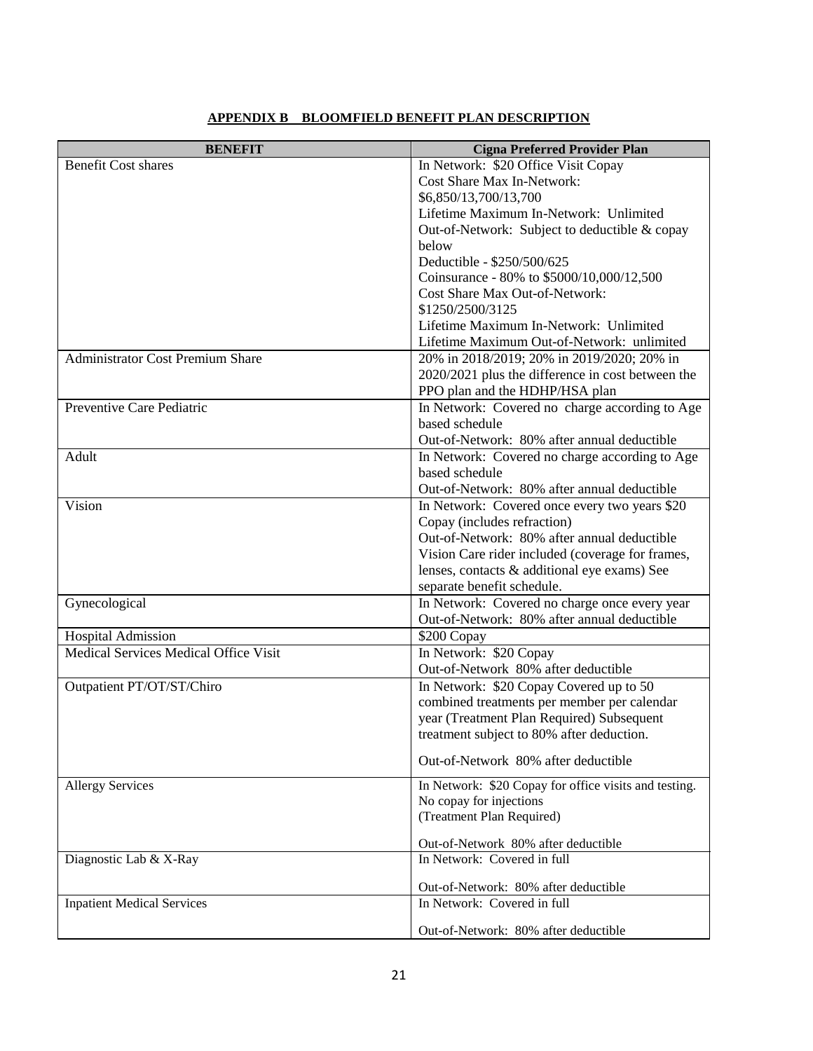**APPENDIX B BLOOMFIELD BENEFIT PLAN DESCRIPTION**

| BENEFIT | Cigna Preferred Provider Plan |
|---|---|
| Benefit Cost shares | In Network: $20 Office Visit Copay<br>Cost Share Max In-Network: $6,850/13,700/13,700<br>Lifetime Maximum In-Network: Unlimited<br>Out-of-Network: Subject to deductible & copay below<br>Deductible - $250/500/625<br>Coinsurance - 80% to $5000/10,000/12,500<br>Cost Share Max Out-of-Network: $1250/2500/3125<br>Lifetime Maximum In-Network: Unlimited<br>Lifetime Maximum Out-of-Network: unlimited |
| Administrator Cost Premium Share | 20% in 2018/2019; 20% in 2019/2020; 20% in 2020/2021 plus the difference in cost between the PPO plan and the HDHP/HSA plan |
| Preventive Care Pediatric | In Network: Covered no charge according to Age based schedule<br>Out-of-Network: 80% after annual deductible |
| Adult | In Network: Covered no charge according to Age based schedule<br>Out-of-Network: 80% after annual deductible |
| Vision | In Network: Covered once every two years $20 Copay (includes refraction)<br>Out-of-Network: 80% after annual deductible<br>Vision Care rider included (coverage for frames, lenses, contacts & additional eye exams) See separate benefit schedule. |
| Gynecological | In Network: Covered no charge once every year<br>Out-of-Network: 80% after annual deductible |
| Hospital Admission | $200 Copay |
| Medical Services Medical Office Visit | In Network: $20 Copay<br>Out-of-Network 80% after deductible |
| Outpatient PT/OT/ST/Chiro | In Network: $20 Copay Covered up to 50 combined treatments per member per calendar year (Treatment Plan Required) Subsequent treatment subject to 80% after deduction.<br><br>Out-of-Network 80% after deductible |
| Allergy Services | In Network: $20 Copay for office visits and testing. No copay for injections<br>(Treatment Plan Required)<br><br>Out-of-Network 80% after deductible |
| Diagnostic Lab & X-Ray | In Network: Covered in full<br><br>Out-of-Network: 80% after deductible |
| Inpatient Medical Services | In Network: Covered in full<br><br>Out-of-Network: 80% after deductible |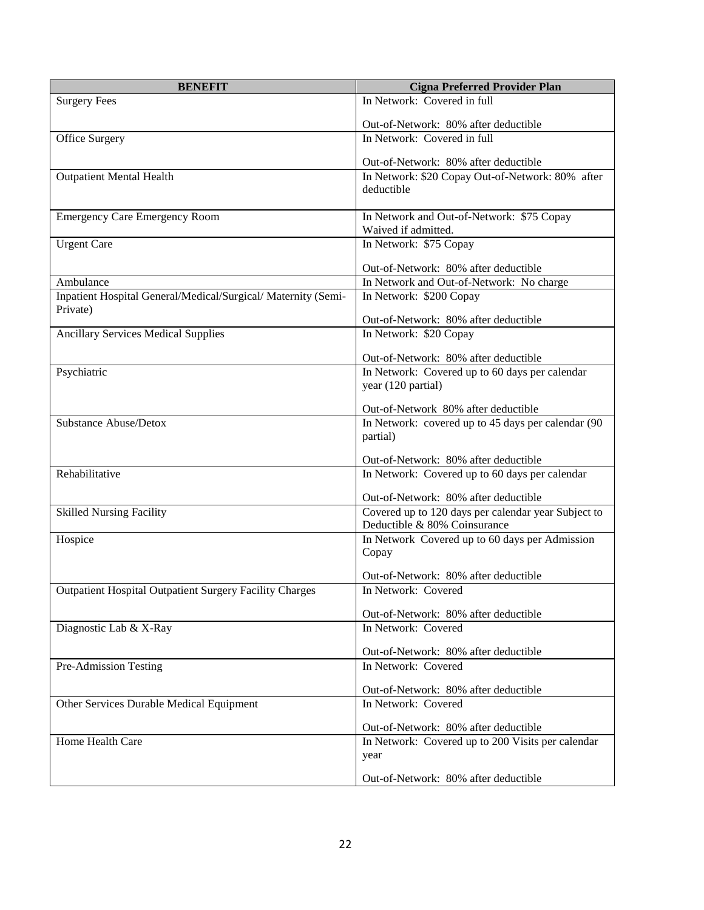| BENEFIT | Cigna Preferred Provider Plan |
|---|---|
| Surgery Fees | In Network: Covered in full<br><br>Out-of-Network: 80% after deductible |
| Office Surgery | In Network: Covered in full<br><br>Out-of-Network: 80% after deductible |
| Outpatient Mental Health | In Network: $20 Copay Out-of-Network: 80% after deductible |
| Emergency Care Emergency Room | In Network and Out-of-Network: $75 Copay Waived if admitted. |
| Urgent Care | In Network: $75 Copay<br><br>Out-of-Network: 80% after deductible |
| Ambulance | In Network and Out-of-Network: No charge |
| Inpatient Hospital General/Medical/Surgical/ Maternity (Semi-Private) | In Network: $200 Copay<br><br>Out-of-Network: 80% after deductible |
| Ancillary Services Medical Supplies | In Network: $20 Copay<br><br>Out-of-Network: 80% after deductible |
| Psychiatric | In Network: Covered up to 60 days per calendar year (120 partial)<br><br>Out-of-Network 80% after deductible |
| Substance Abuse/Detox | In Network: covered up to 45 days per calendar (90 partial)<br><br>Out-of-Network: 80% after deductible |
| Rehabilitative | In Network: Covered up to 60 days per calendar<br><br>Out-of-Network: 80% after deductible |
| Skilled Nursing Facility | Covered up to 120 days per calendar year Subject to Deductible & 80% Coinsurance |
| Hospice | In Network Covered up to 60 days per Admission Copay<br><br>Out-of-Network: 80% after deductible |
| Outpatient Hospital Outpatient Surgery Facility Charges | In Network: Covered<br><br>Out-of-Network: 80% after deductible |
| Diagnostic Lab & X-Ray | In Network: Covered<br><br>Out-of-Network: 80% after deductible |
| Pre-Admission Testing | In Network: Covered<br><br>Out-of-Network: 80% after deductible |
| Other Services Durable Medical Equipment | In Network: Covered<br><br>Out-of-Network: 80% after deductible |
| Home Health Care | In Network: Covered up to 200 Visits per calendar year<br><br>Out-of-Network: 80% after deductible |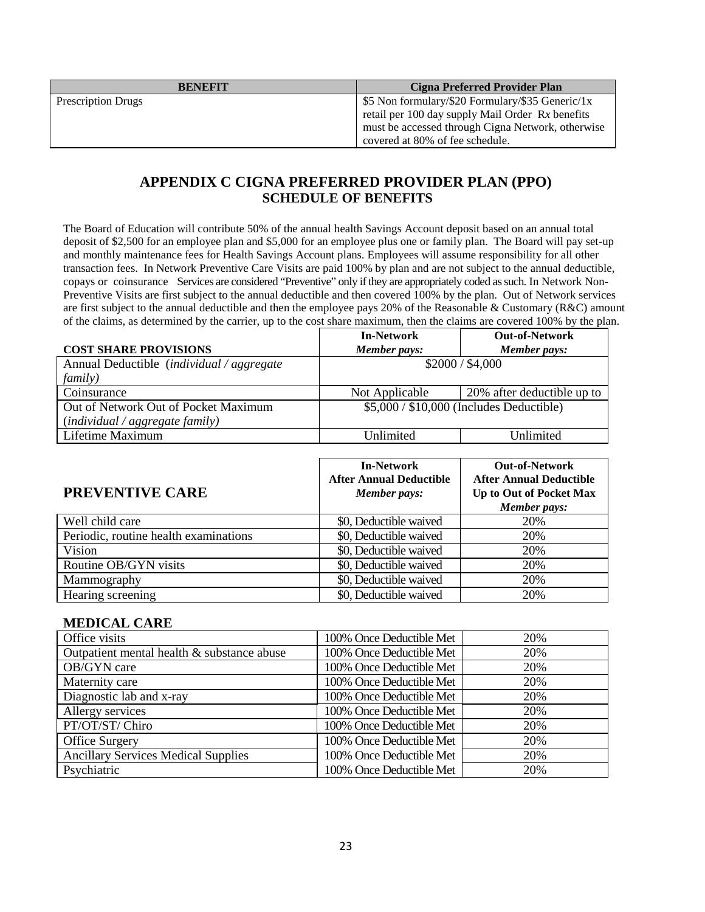| BENEFIT | Cigna Preferred Provider Plan |
| --- | --- |
| Prescription Drugs | $5 Non formulary/$20 Formulary/$35 Generic/1x retail per 100 day supply Mail Order Rx benefits must be accessed through Cigna Network, otherwise covered at 80% of fee schedule. |

## APPENDIX C CIGNA PREFERRED PROVIDER PLAN (PPO) SCHEDULE OF BENEFITS

The Board of Education will contribute 50% of the annual health Savings Account deposit based on an annual total deposit of $2,500 for an employee plan and $5,000 for an employee plus one or family plan. The Board will pay set-up and monthly maintenance fees for Health Savings Account plans. Employees will assume responsibility for all other transaction fees. In Network Preventive Care Visits are paid 100% by plan and are not subject to the annual deductible, copays or coinsurance Services are considered "Preventive" only if they are appropriately coded as such. In Network Non-Preventive Visits are first subject to the annual deductible and then covered 100% by the plan. Out of Network services are first subject to the annual deductible and then the employee pays 20% of the Reasonable & Customary (R&C) amount of the claims, as determined by the carrier, up to the cost share maximum, then the claims are covered 100% by the plan.

| COST SHARE PROVISIONS | In-Network *Member pays:* | Out-of-Network *Member pays:* |
| --- | --- | --- |
| Annual Deductible (*individual / aggregate family)* | $2000 / $4,000 | |
| Coinsurance | Not Applicable | 20% after deductible up to |
| Out of Network Out of Pocket Maximum (*individual / aggregate family)* | $5,000 / $10,000 (Includes Deductible) | |
| Lifetime Maximum | Unlimited | Unlimited |

| PREVENTIVE CARE | In-Network After Annual Deductible *Member pays:* | Out-of-Network After Annual Deductible Up to Out of Pocket Max *Member pays:* |
| --- | --- | --- |
| Well child care | $0, Deductible waived | 20% |
| Periodic, routine health examinations | $0, Deductible waived | 20% |
| Vision | $0, Deductible waived | 20% |
| Routine OB/GYN visits | $0, Deductible waived | 20% |
| Mammography | $0, Deductible waived | 20% |
| Hearing screening | $0, Deductible waived | 20% |

### MEDICAL CARE

| | | |
| --- | --- | --- |
| Office visits | 100% Once Deductible Met | 20% |
| Outpatient mental health & substance abuse | 100% Once Deductible Met | 20% |
| OB/GYN care | 100% Once Deductible Met | 20% |
| Maternity care | 100% Once Deductible Met | 20% |
| Diagnostic lab and x-ray | 100% Once Deductible Met | 20% |
| Allergy services | 100% Once Deductible Met | 20% |
| PT/OT/ST/ Chiro | 100% Once Deductible Met | 20% |
| Office Surgery | 100% Once Deductible Met | 20% |
| Ancillary Services Medical Supplies | 100% Once Deductible Met | 20% |
| Psychiatric | 100% Once Deductible Met | 20% |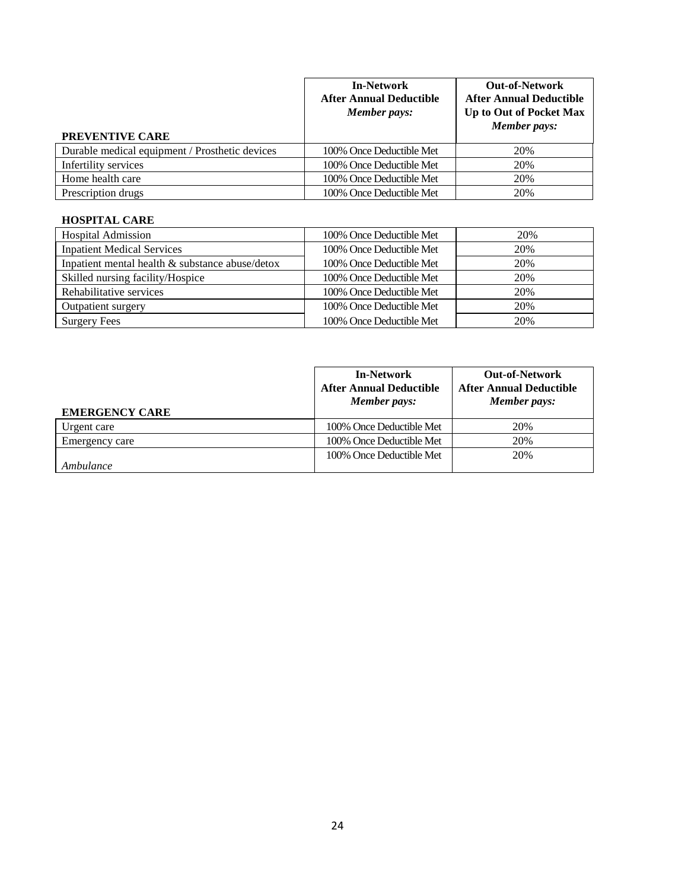| PREVENTIVE CARE | **In-Network After Annual Deductible** *Member pays:* | **Out-of-Network After Annual Deductible Up to Out of Pocket Max** *Member pays:* |
|---|---|---|
| Durable medical equipment / Prosthetic devices | 100% Once Deductible Met | 20% |
| Infertility services | 100% Once Deductible Met | 20% |
| Home health care | 100% Once Deductible Met | 20% |
| Prescription drugs | 100% Once Deductible Met | 20% |

**HOSPITAL CARE**

| | | |
|---|---|---|
| Hospital Admission | 100% Once Deductible Met | 20% |
| Inpatient Medical Services | 100% Once Deductible Met | 20% |
| Inpatient mental health & substance abuse/detox | 100% Once Deductible Met | 20% |
| Skilled nursing facility/Hospice | 100% Once Deductible Met | 20% |
| Rehabilitative services | 100% Once Deductible Met | 20% |
| Outpatient surgery | 100% Once Deductible Met | 20% |
| Surgery Fees | 100% Once Deductible Met | 20% |

| EMERGENCY CARE | **In-Network After Annual Deductible** *Member pays:* | **Out-of-Network After Annual Deductible** *Member pays:* |
|---|---|---|
| Urgent care | 100% Once Deductible Met | 20% |
| Emergency care | 100% Once Deductible Met | 20% |
| *Ambulance* | 100% Once Deductible Met | 20% |